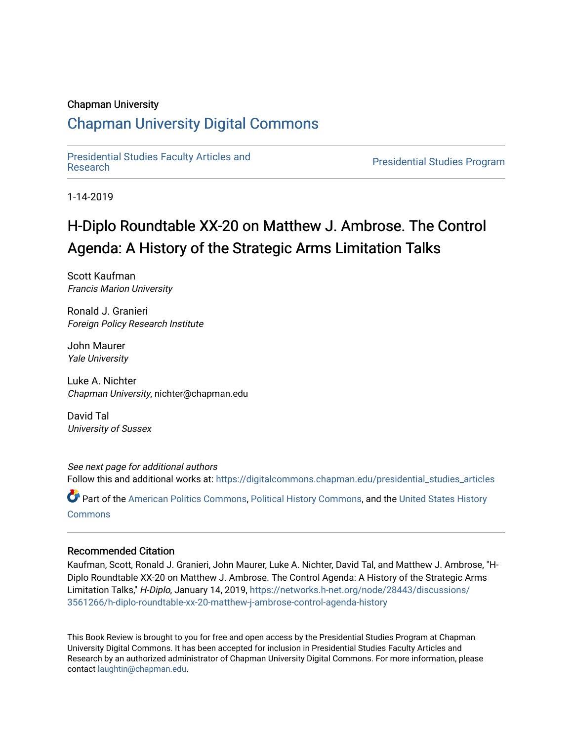Chapman University

# Chapman University Digital Commons

Presidential Studies Faculty Articles and Research

Presidential Studies Program

1-14-2019

# H-Diplo Roundtable XX-20 on Matthew J. Ambrose. The Control Agenda: A History of the Strategic Arms Limitation Talks

Scott Kaufman
*Francis Marion University*

Ronald J. Granieri
*Foreign Policy Research Institute*

John Maurer
*Yale University*

Luke A. Nichter
*Chapman University*, nichter@chapman.edu

David Tal
*University of Sussex*

*See next page for additional authors*

Follow this and additional works at: https://digitalcommons.chapman.edu/presidential_studies_articles

Part of the American Politics Commons, Political History Commons, and the United States History Commons

### Recommended Citation

Kaufman, Scott, Ronald J. Granieri, John Maurer, Luke A. Nichter, David Tal, and Matthew J. Ambrose, "H-Diplo Roundtable XX-20 on Matthew J. Ambrose. The Control Agenda: A History of the Strategic Arms Limitation Talks," *H-Diplo*, January 14, 2019, https://networks.h-net.org/node/28443/discussions/3561266/h-diplo-roundtable-xx-20-matthew-j-ambrose-control-agenda-history

This Book Review is brought to you for free and open access by the Presidential Studies Program at Chapman University Digital Commons. It has been accepted for inclusion in Presidential Studies Faculty Articles and Research by an authorized administrator of Chapman University Digital Commons. For more information, please contact laughtin@chapman.edu.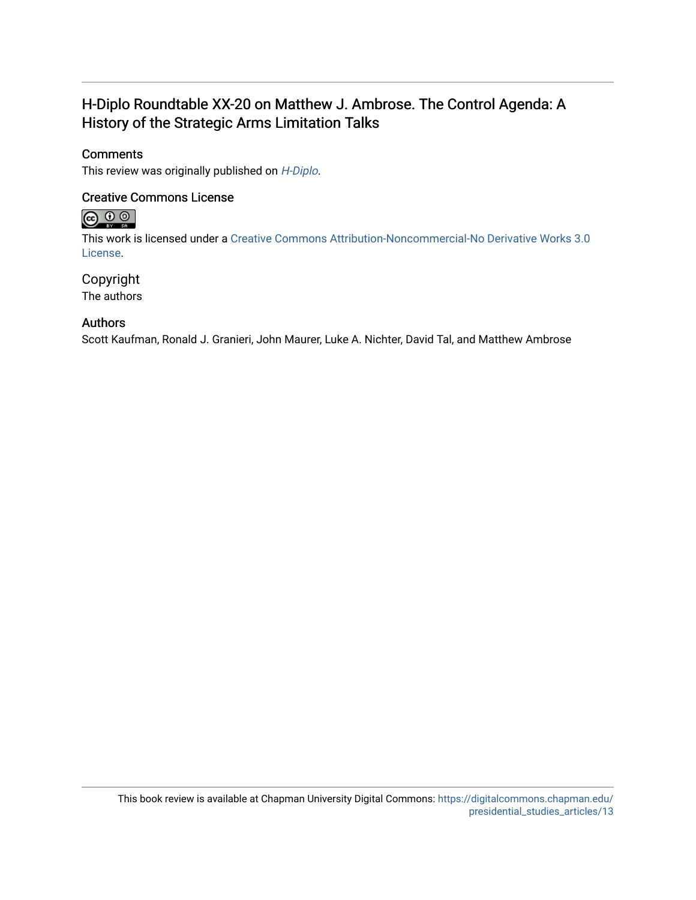# H-Diplo Roundtable XX-20 on Matthew J. Ambrose. The Control Agenda: A History of the Strategic Arms Limitation Talks

## Comments

This review was originally published on *H-Diplo*.

## Creative Commons License

This work is licensed under a Creative Commons Attribution-Noncommercial-No Derivative Works 3.0 License.

## Copyright

The authors

## Authors

Scott Kaufman, Ronald J. Granieri, John Maurer, Luke A. Nichter, David Tal, and Matthew Ambrose

This book review is available at Chapman University Digital Commons: https://digitalcommons.chapman.edu/presidential_studies_articles/13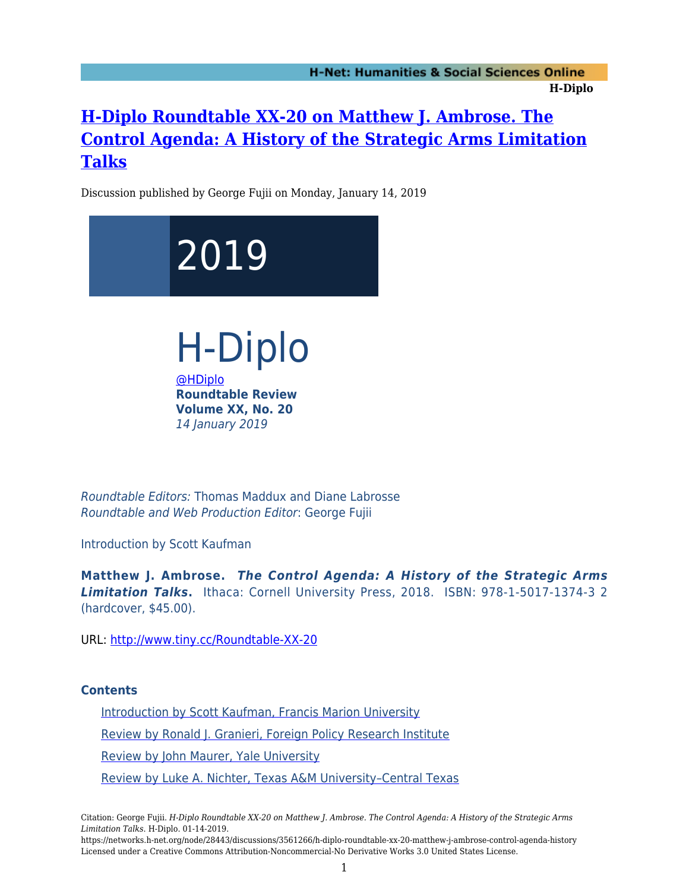# [H-Diplo Roundtable XX-20 on Matthew J. Ambrose. The Control Agenda: A History of the Strategic Arms Limitation Talks](https://networks.h-net.org/node/28443/discussions/3561266/h-diplo-roundtable-xx-20-matthew-j-ambrose-control-agenda-history)

Discussion published by George Fujii on Monday, January 14, 2019

2019

H-Diplo

[@HDiplo](https://twitter.com/HDiplo)

**Roundtable Review**
**Volume XX, No. 20**
*14 January 2019*

*Roundtable Editors:* Thomas Maddux and Diane Labrosse
*Roundtable and Web Production Editor*: George Fujii

Introduction by Scott Kaufman

**Matthew J. Ambrose.** ***The Control Agenda: A History of the Strategic Arms Limitation Talks*****.** Ithaca: Cornell University Press, 2018. ISBN: 978-1-5017-1374-3 2 (hardcover, $45.00).

URL: [http://www.tiny.cc/Roundtable-XX-20](http://www.tiny.cc/Roundtable-XX-20)

**Contents**

- Introduction by Scott Kaufman, Francis Marion University
- Review by Ronald J. Granieri, Foreign Policy Research Institute
- Review by John Maurer, Yale University
- Review by Luke A. Nichter, Texas A&M University–Central Texas

Citation: George Fujii. *H-Diplo Roundtable XX-20 on Matthew J. Ambrose. The Control Agenda: A History of the Strategic Arms Limitation Talks*. H-Diplo. 01-14-2019.
https://networks.h-net.org/node/28443/discussions/3561266/h-diplo-roundtable-xx-20-matthew-j-ambrose-control-agenda-history
Licensed under a Creative Commons Attribution-Noncommercial-No Derivative Works 3.0 United States License.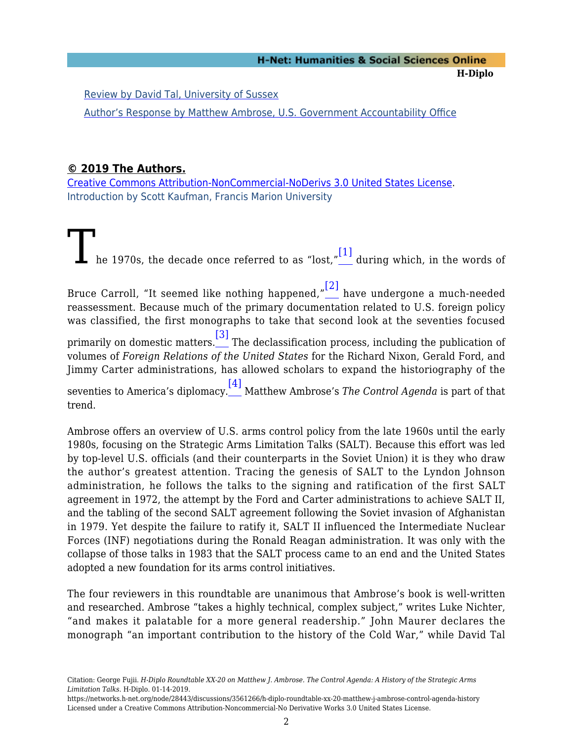Review by David Tal, University of Sussex

Author's Response by Matthew Ambrose, U.S. Government Accountability Office

**© 2019 The Authors.**

Creative Commons Attribution-NonCommercial-NoDerivs 3.0 United States License.

Introduction by Scott Kaufman, Francis Marion University

The 1970s, the decade once referred to as "lost,"[1] during which, in the words of Bruce Carroll, "It seemed like nothing happened,"[2] have undergone a much-needed reassessment. Because much of the primary documentation related to U.S. foreign policy was classified, the first monographs to take that second look at the seventies focused primarily on domestic matters.[3] The declassification process, including the publication of volumes of *Foreign Relations of the United States* for the Richard Nixon, Gerald Ford, and Jimmy Carter administrations, has allowed scholars to expand the historiography of the seventies to America's diplomacy.[4] Matthew Ambrose's *The Control Agenda* is part of that trend.

Ambrose offers an overview of U.S. arms control policy from the late 1960s until the early 1980s, focusing on the Strategic Arms Limitation Talks (SALT). Because this effort was led by top-level U.S. officials (and their counterparts in the Soviet Union) it is they who draw the author's greatest attention. Tracing the genesis of SALT to the Lyndon Johnson administration, he follows the talks to the signing and ratification of the first SALT agreement in 1972, the attempt by the Ford and Carter administrations to achieve SALT II, and the tabling of the second SALT agreement following the Soviet invasion of Afghanistan in 1979. Yet despite the failure to ratify it, SALT II influenced the Intermediate Nuclear Forces (INF) negotiations during the Ronald Reagan administration. It was only with the collapse of those talks in 1983 that the SALT process came to an end and the United States adopted a new foundation for its arms control initiatives.

The four reviewers in this roundtable are unanimous that Ambrose's book is well-written and researched. Ambrose "takes a highly technical, complex subject," writes Luke Nichter, "and makes it palatable for a more general readership." John Maurer declares the monograph "an important contribution to the history of the Cold War," while David Tal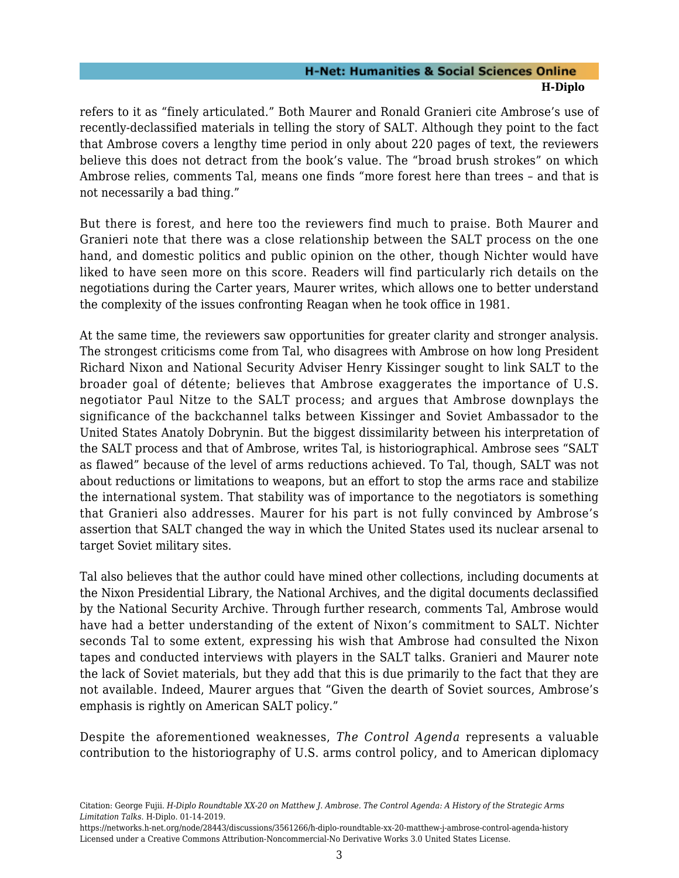refers to it as "finely articulated." Both Maurer and Ronald Granieri cite Ambrose's use of recently-declassified materials in telling the story of SALT. Although they point to the fact that Ambrose covers a lengthy time period in only about 220 pages of text, the reviewers believe this does not detract from the book's value. The "broad brush strokes" on which Ambrose relies, comments Tal, means one finds "more forest here than trees – and that is not necessarily a bad thing."

But there is forest, and here too the reviewers find much to praise. Both Maurer and Granieri note that there was a close relationship between the SALT process on the one hand, and domestic politics and public opinion on the other, though Nichter would have liked to have seen more on this score. Readers will find particularly rich details on the negotiations during the Carter years, Maurer writes, which allows one to better understand the complexity of the issues confronting Reagan when he took office in 1981.

At the same time, the reviewers saw opportunities for greater clarity and stronger analysis. The strongest criticisms come from Tal, who disagrees with Ambrose on how long President Richard Nixon and National Security Adviser Henry Kissinger sought to link SALT to the broader goal of détente; believes that Ambrose exaggerates the importance of U.S. negotiator Paul Nitze to the SALT process; and argues that Ambrose downplays the significance of the backchannel talks between Kissinger and Soviet Ambassador to the United States Anatoly Dobrynin. But the biggest dissimilarity between his interpretation of the SALT process and that of Ambrose, writes Tal, is historiographical. Ambrose sees "SALT as flawed" because of the level of arms reductions achieved. To Tal, though, SALT was not about reductions or limitations to weapons, but an effort to stop the arms race and stabilize the international system. That stability was of importance to the negotiators is something that Granieri also addresses. Maurer for his part is not fully convinced by Ambrose's assertion that SALT changed the way in which the United States used its nuclear arsenal to target Soviet military sites.

Tal also believes that the author could have mined other collections, including documents at the Nixon Presidential Library, the National Archives, and the digital documents declassified by the National Security Archive. Through further research, comments Tal, Ambrose would have had a better understanding of the extent of Nixon's commitment to SALT. Nichter seconds Tal to some extent, expressing his wish that Ambrose had consulted the Nixon tapes and conducted interviews with players in the SALT talks. Granieri and Maurer note the lack of Soviet materials, but they add that this is due primarily to the fact that they are not available. Indeed, Maurer argues that "Given the dearth of Soviet sources, Ambrose's emphasis is rightly on American SALT policy."

Despite the aforementioned weaknesses, *The Control Agenda* represents a valuable contribution to the historiography of U.S. arms control policy, and to American diplomacy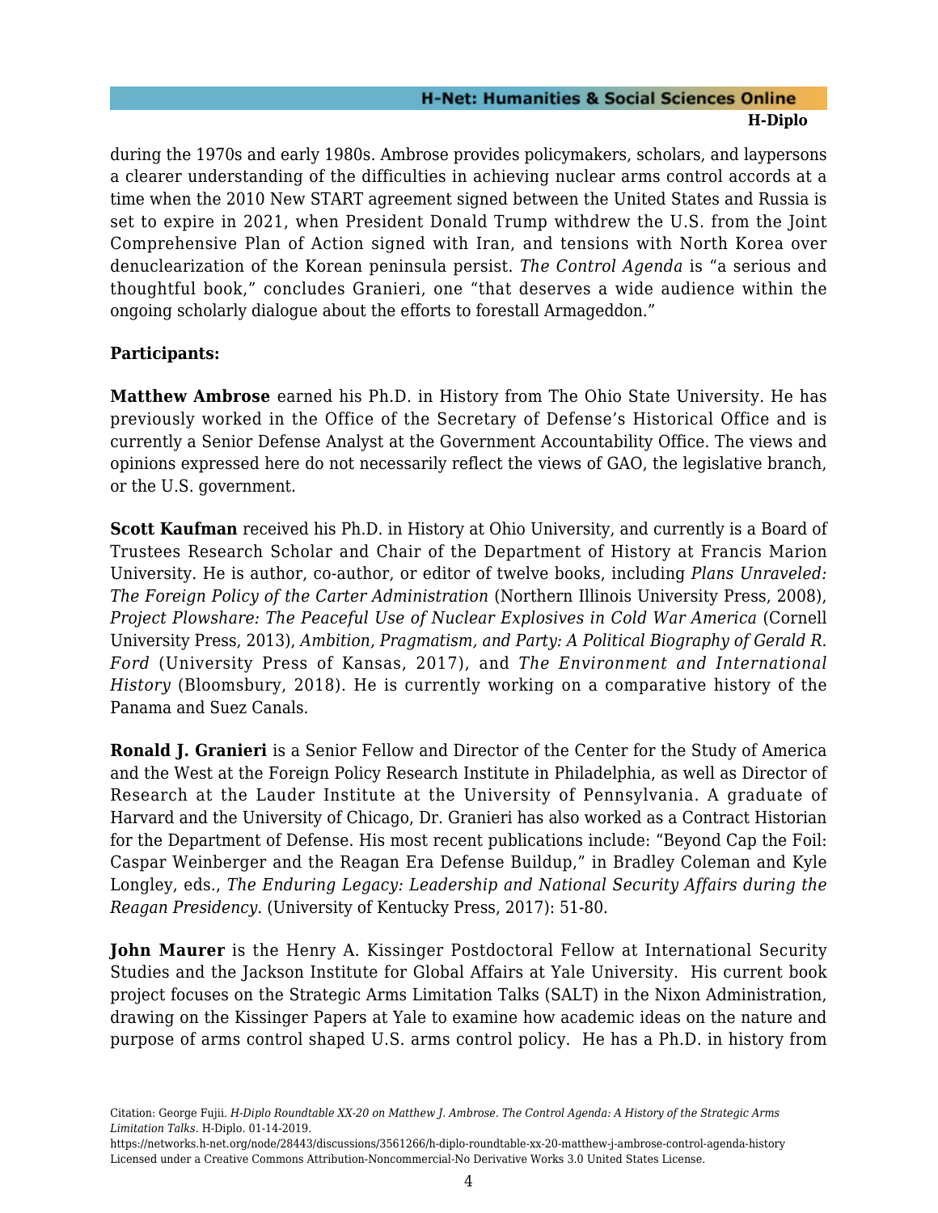during the 1970s and early 1980s. Ambrose provides policymakers, scholars, and laypersons a clearer understanding of the difficulties in achieving nuclear arms control accords at a time when the 2010 New START agreement signed between the United States and Russia is set to expire in 2021, when President Donald Trump withdrew the U.S. from the Joint Comprehensive Plan of Action signed with Iran, and tensions with North Korea over denuclearization of the Korean peninsula persist. *The Control Agenda* is "a serious and thoughtful book," concludes Granieri, one "that deserves a wide audience within the ongoing scholarly dialogue about the efforts to forestall Armageddon."

**Participants:**

**Matthew Ambrose** earned his Ph.D. in History from The Ohio State University. He has previously worked in the Office of the Secretary of Defense's Historical Office and is currently a Senior Defense Analyst at the Government Accountability Office. The views and opinions expressed here do not necessarily reflect the views of GAO, the legislative branch, or the U.S. government.

**Scott Kaufman** received his Ph.D. in History at Ohio University, and currently is a Board of Trustees Research Scholar and Chair of the Department of History at Francis Marion University. He is author, co-author, or editor of twelve books, including *Plans Unraveled: The Foreign Policy of the Carter Administration* (Northern Illinois University Press, 2008), *Project Plowshare: The Peaceful Use of Nuclear Explosives in Cold War America* (Cornell University Press, 2013), *Ambition, Pragmatism, and Party: A Political Biography of Gerald R. Ford* (University Press of Kansas, 2017), and *The Environment and International History* (Bloomsbury, 2018). He is currently working on a comparative history of the Panama and Suez Canals.

**Ronald J. Granieri** is a Senior Fellow and Director of the Center for the Study of America and the West at the Foreign Policy Research Institute in Philadelphia, as well as Director of Research at the Lauder Institute at the University of Pennsylvania. A graduate of Harvard and the University of Chicago, Dr. Granieri has also worked as a Contract Historian for the Department of Defense. His most recent publications include: "Beyond Cap the Foil: Caspar Weinberger and the Reagan Era Defense Buildup," in Bradley Coleman and Kyle Longley, eds., *The Enduring Legacy: Leadership and National Security Affairs during the Reagan Presidency*. (University of Kentucky Press, 2017): 51-80.

**John Maurer** is the Henry A. Kissinger Postdoctoral Fellow at International Security Studies and the Jackson Institute for Global Affairs at Yale University. His current book project focuses on the Strategic Arms Limitation Talks (SALT) in the Nixon Administration, drawing on the Kissinger Papers at Yale to examine how academic ideas on the nature and purpose of arms control shaped U.S. arms control policy. He has a Ph.D. in history from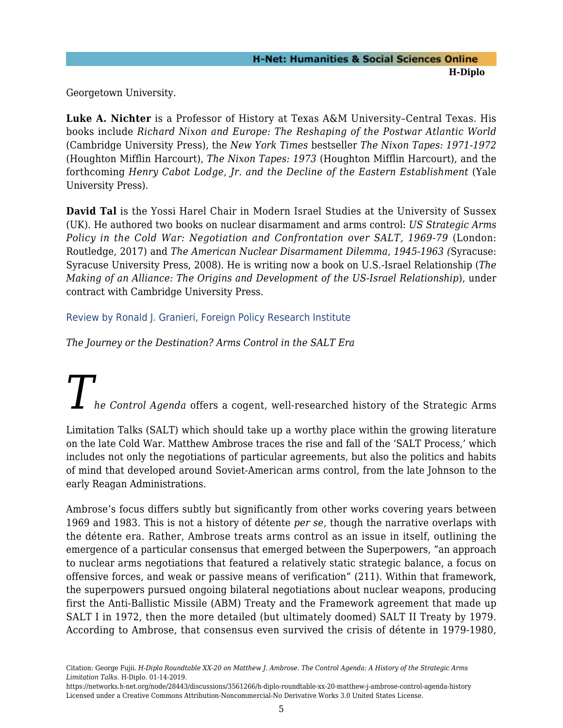Georgetown University.

**Luke A. Nichter** is a Professor of History at Texas A&M University–Central Texas. His books include *Richard Nixon and Europe: The Reshaping of the Postwar Atlantic World* (Cambridge University Press), the *New York Times* bestseller *The Nixon Tapes: 1971-1972* (Houghton Mifflin Harcourt), *The Nixon Tapes: 1973* (Houghton Mifflin Harcourt), and the forthcoming *Henry Cabot Lodge, Jr. and the Decline of the Eastern Establishment* (Yale University Press).

**David Tal** is the Yossi Harel Chair in Modern Israel Studies at the University of Sussex (UK). He authored two books on nuclear disarmament and arms control: *US Strategic Arms Policy in the Cold War: Negotiation and Confrontation over SALT, 1969-79* (London: Routledge, 2017) and *The American Nuclear Disarmament Dilemma, 1945-1963 (*Syracuse: Syracuse University Press, 2008). He is writing now a book on U.S.-Israel Relationship (*The Making of an Alliance: The Origins and Development of the US-Israel Relationship*)*,* under contract with Cambridge University Press.

## Review by Ronald J. Granieri, Foreign Policy Research Institute

*The Journey or the Destination? Arms Control in the SALT Era*

*The Control Agenda* offers a cogent, well-researched history of the Strategic Arms Limitation Talks (SALT) which should take up a worthy place within the growing literature on the late Cold War. Matthew Ambrose traces the rise and fall of the 'SALT Process,' which includes not only the negotiations of particular agreements, but also the politics and habits of mind that developed around Soviet-American arms control, from the late Johnson to the early Reagan Administrations.

Ambrose's focus differs subtly but significantly from other works covering years between 1969 and 1983. This is not a history of détente *per se*, though the narrative overlaps with the détente era. Rather, Ambrose treats arms control as an issue in itself, outlining the emergence of a particular consensus that emerged between the Superpowers, "an approach to nuclear arms negotiations that featured a relatively static strategic balance, a focus on offensive forces, and weak or passive means of verification" (211). Within that framework, the superpowers pursued ongoing bilateral negotiations about nuclear weapons, producing first the Anti-Ballistic Missile (ABM) Treaty and the Framework agreement that made up SALT I in 1972, then the more detailed (but ultimately doomed) SALT II Treaty by 1979. According to Ambrose, that consensus even survived the crisis of détente in 1979-1980,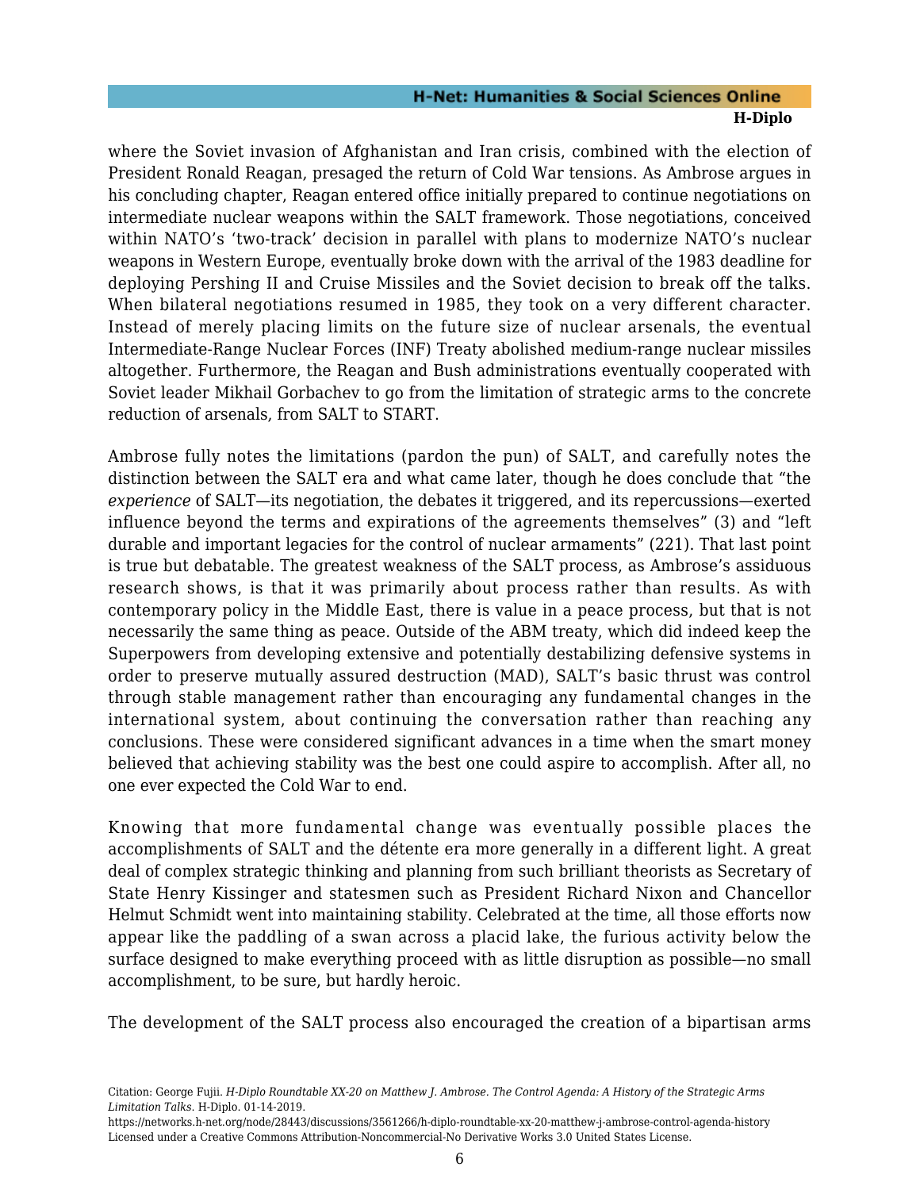where the Soviet invasion of Afghanistan and Iran crisis, combined with the election of President Ronald Reagan, presaged the return of Cold War tensions. As Ambrose argues in his concluding chapter, Reagan entered office initially prepared to continue negotiations on intermediate nuclear weapons within the SALT framework. Those negotiations, conceived within NATO's 'two-track' decision in parallel with plans to modernize NATO's nuclear weapons in Western Europe, eventually broke down with the arrival of the 1983 deadline for deploying Pershing II and Cruise Missiles and the Soviet decision to break off the talks. When bilateral negotiations resumed in 1985, they took on a very different character. Instead of merely placing limits on the future size of nuclear arsenals, the eventual Intermediate-Range Nuclear Forces (INF) Treaty abolished medium-range nuclear missiles altogether. Furthermore, the Reagan and Bush administrations eventually cooperated with Soviet leader Mikhail Gorbachev to go from the limitation of strategic arms to the concrete reduction of arsenals, from SALT to START.

Ambrose fully notes the limitations (pardon the pun) of SALT, and carefully notes the distinction between the SALT era and what came later, though he does conclude that "the *experience* of SALT—its negotiation, the debates it triggered, and its repercussions—exerted influence beyond the terms and expirations of the agreements themselves" (3) and "left durable and important legacies for the control of nuclear armaments" (221). That last point is true but debatable. The greatest weakness of the SALT process, as Ambrose's assiduous research shows, is that it was primarily about process rather than results. As with contemporary policy in the Middle East, there is value in a peace process, but that is not necessarily the same thing as peace. Outside of the ABM treaty, which did indeed keep the Superpowers from developing extensive and potentially destabilizing defensive systems in order to preserve mutually assured destruction (MAD), SALT's basic thrust was control through stable management rather than encouraging any fundamental changes in the international system, about continuing the conversation rather than reaching any conclusions. These were considered significant advances in a time when the smart money believed that achieving stability was the best one could aspire to accomplish. After all, no one ever expected the Cold War to end.

Knowing that more fundamental change was eventually possible places the accomplishments of SALT and the détente era more generally in a different light. A great deal of complex strategic thinking and planning from such brilliant theorists as Secretary of State Henry Kissinger and statesmen such as President Richard Nixon and Chancellor Helmut Schmidt went into maintaining stability. Celebrated at the time, all those efforts now appear like the paddling of a swan across a placid lake, the furious activity below the surface designed to make everything proceed with as little disruption as possible—no small accomplishment, to be sure, but hardly heroic.

The development of the SALT process also encouraged the creation of a bipartisan arms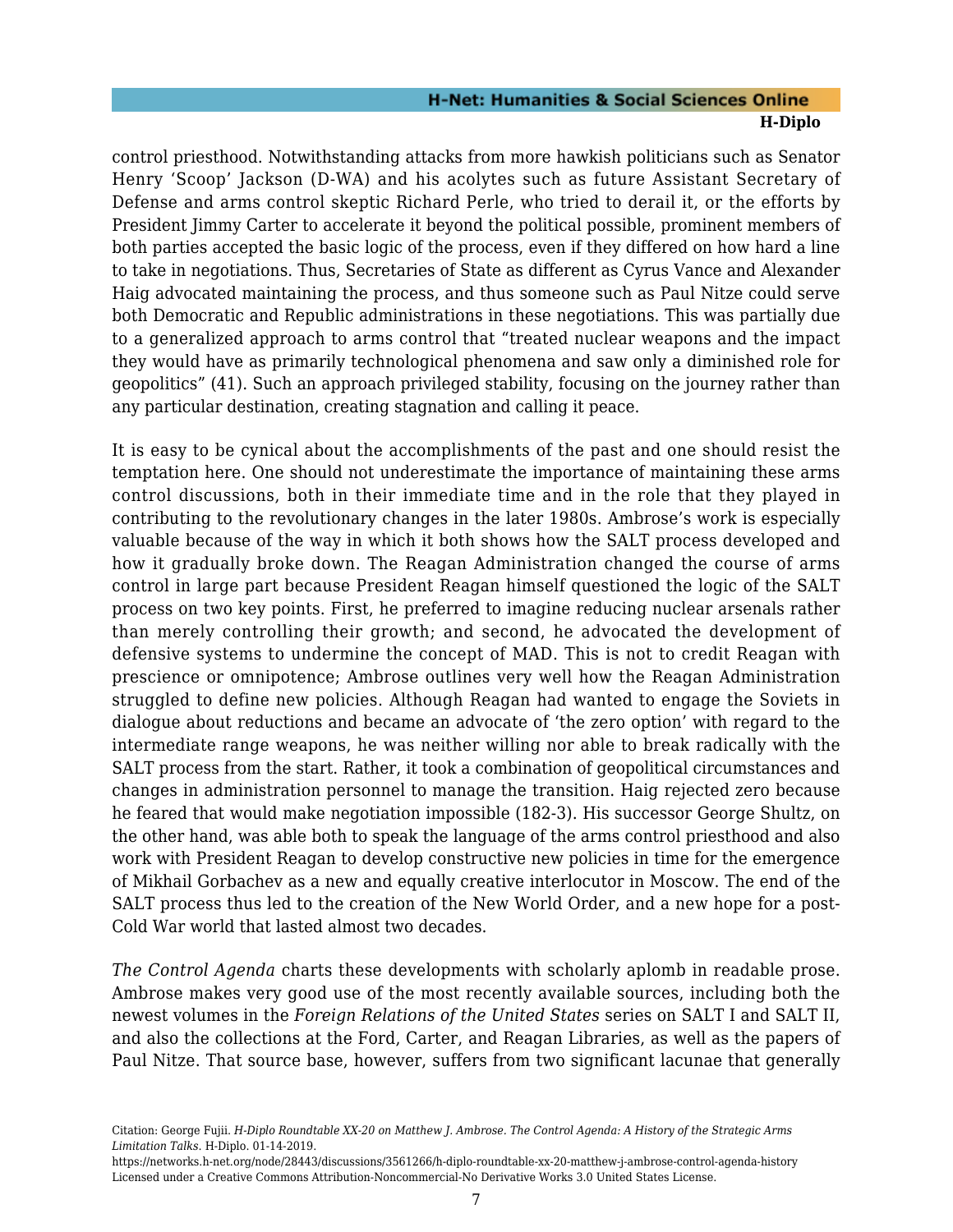control priesthood. Notwithstanding attacks from more hawkish politicians such as Senator Henry 'Scoop' Jackson (D-WA) and his acolytes such as future Assistant Secretary of Defense and arms control skeptic Richard Perle, who tried to derail it, or the efforts by President Jimmy Carter to accelerate it beyond the political possible, prominent members of both parties accepted the basic logic of the process, even if they differed on how hard a line to take in negotiations. Thus, Secretaries of State as different as Cyrus Vance and Alexander Haig advocated maintaining the process, and thus someone such as Paul Nitze could serve both Democratic and Republic administrations in these negotiations. This was partially due to a generalized approach to arms control that "treated nuclear weapons and the impact they would have as primarily technological phenomena and saw only a diminished role for geopolitics" (41). Such an approach privileged stability, focusing on the journey rather than any particular destination, creating stagnation and calling it peace.

It is easy to be cynical about the accomplishments of the past and one should resist the temptation here. One should not underestimate the importance of maintaining these arms control discussions, both in their immediate time and in the role that they played in contributing to the revolutionary changes in the later 1980s. Ambrose's work is especially valuable because of the way in which it both shows how the SALT process developed and how it gradually broke down. The Reagan Administration changed the course of arms control in large part because President Reagan himself questioned the logic of the SALT process on two key points. First, he preferred to imagine reducing nuclear arsenals rather than merely controlling their growth; and second, he advocated the development of defensive systems to undermine the concept of MAD. This is not to credit Reagan with prescience or omnipotence; Ambrose outlines very well how the Reagan Administration struggled to define new policies. Although Reagan had wanted to engage the Soviets in dialogue about reductions and became an advocate of 'the zero option' with regard to the intermediate range weapons, he was neither willing nor able to break radically with the SALT process from the start. Rather, it took a combination of geopolitical circumstances and changes in administration personnel to manage the transition. Haig rejected zero because he feared that would make negotiation impossible (182-3). His successor George Shultz, on the other hand, was able both to speak the language of the arms control priesthood and also work with President Reagan to develop constructive new policies in time for the emergence of Mikhail Gorbachev as a new and equally creative interlocutor in Moscow. The end of the SALT process thus led to the creation of the New World Order, and a new hope for a post-Cold War world that lasted almost two decades.

*The Control Agenda* charts these developments with scholarly aplomb in readable prose. Ambrose makes very good use of the most recently available sources, including both the newest volumes in the *Foreign Relations of the United States* series on SALT I and SALT II, and also the collections at the Ford, Carter, and Reagan Libraries, as well as the papers of Paul Nitze. That source base, however, suffers from two significant lacunae that generally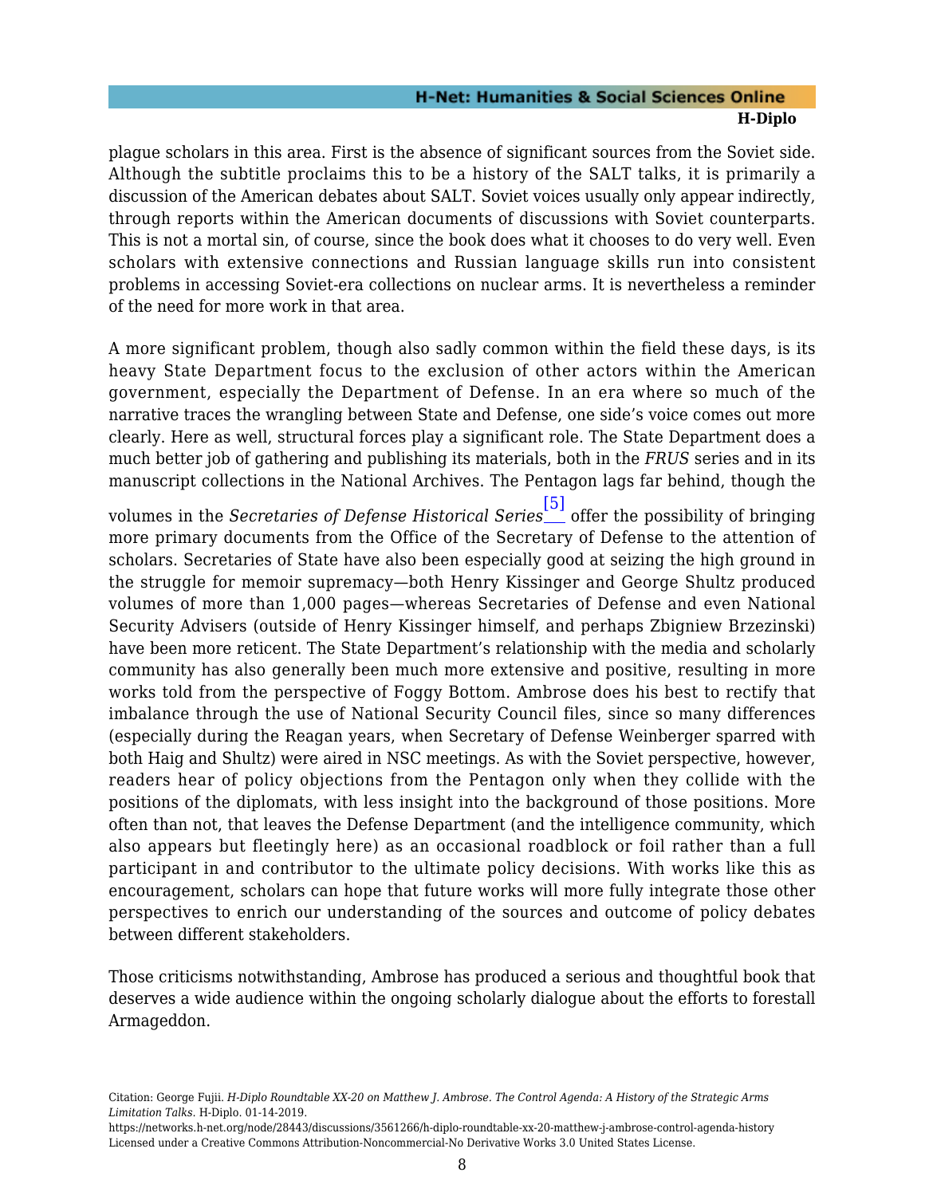plague scholars in this area. First is the absence of significant sources from the Soviet side. Although the subtitle proclaims this to be a history of the SALT talks, it is primarily a discussion of the American debates about SALT. Soviet voices usually only appear indirectly, through reports within the American documents of discussions with Soviet counterparts. This is not a mortal sin, of course, since the book does what it chooses to do very well. Even scholars with extensive connections and Russian language skills run into consistent problems in accessing Soviet-era collections on nuclear arms. It is nevertheless a reminder of the need for more work in that area.

A more significant problem, though also sadly common within the field these days, is its heavy State Department focus to the exclusion of other actors within the American government, especially the Department of Defense. In an era where so much of the narrative traces the wrangling between State and Defense, one side's voice comes out more clearly. Here as well, structural forces play a significant role. The State Department does a much better job of gathering and publishing its materials, both in the *FRUS* series and in its manuscript collections in the National Archives. The Pentagon lags far behind, though the volumes in the *Secretaries of Defense Historical Series*[5] offer the possibility of bringing more primary documents from the Office of the Secretary of Defense to the attention of scholars. Secretaries of State have also been especially good at seizing the high ground in the struggle for memoir supremacy—both Henry Kissinger and George Shultz produced volumes of more than 1,000 pages—whereas Secretaries of Defense and even National Security Advisers (outside of Henry Kissinger himself, and perhaps Zbigniew Brzezinski) have been more reticent. The State Department's relationship with the media and scholarly community has also generally been much more extensive and positive, resulting in more works told from the perspective of Foggy Bottom. Ambrose does his best to rectify that imbalance through the use of National Security Council files, since so many differences (especially during the Reagan years, when Secretary of Defense Weinberger sparred with both Haig and Shultz) were aired in NSC meetings. As with the Soviet perspective, however, readers hear of policy objections from the Pentagon only when they collide with the positions of the diplomats, with less insight into the background of those positions. More often than not, that leaves the Defense Department (and the intelligence community, which also appears but fleetingly here) as an occasional roadblock or foil rather than a full participant in and contributor to the ultimate policy decisions. With works like this as encouragement, scholars can hope that future works will more fully integrate those other perspectives to enrich our understanding of the sources and outcome of policy debates between different stakeholders.

Those criticisms notwithstanding, Ambrose has produced a serious and thoughtful book that deserves a wide audience within the ongoing scholarly dialogue about the efforts to forestall Armageddon.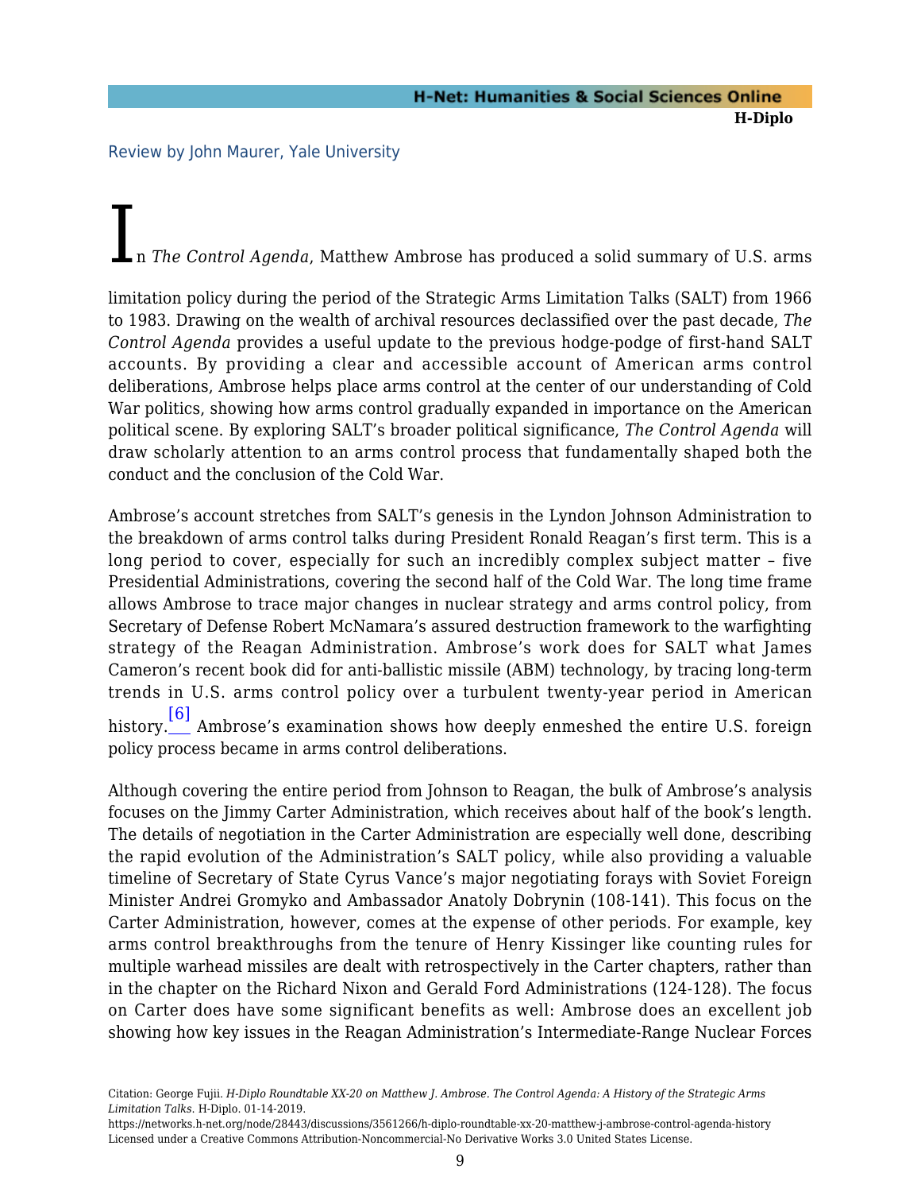Review by John Maurer, Yale University

In *The Control Agenda*, Matthew Ambrose has produced a solid summary of U.S. arms limitation policy during the period of the Strategic Arms Limitation Talks (SALT) from 1966 to 1983. Drawing on the wealth of archival resources declassified over the past decade, *The Control Agenda* provides a useful update to the previous hodge-podge of first-hand SALT accounts. By providing a clear and accessible account of American arms control deliberations, Ambrose helps place arms control at the center of our understanding of Cold War politics, showing how arms control gradually expanded in importance on the American political scene. By exploring SALT's broader political significance, *The Control Agenda* will draw scholarly attention to an arms control process that fundamentally shaped both the conduct and the conclusion of the Cold War.

Ambrose's account stretches from SALT's genesis in the Lyndon Johnson Administration to the breakdown of arms control talks during President Ronald Reagan's first term. This is a long period to cover, especially for such an incredibly complex subject matter – five Presidential Administrations, covering the second half of the Cold War. The long time frame allows Ambrose to trace major changes in nuclear strategy and arms control policy, from Secretary of Defense Robert McNamara's assured destruction framework to the warfighting strategy of the Reagan Administration. Ambrose's work does for SALT what James Cameron's recent book did for anti-ballistic missile (ABM) technology, by tracing long-term trends in U.S. arms control policy over a turbulent twenty-year period in American history.[6] Ambrose's examination shows how deeply enmeshed the entire U.S. foreign policy process became in arms control deliberations.

Although covering the entire period from Johnson to Reagan, the bulk of Ambrose's analysis focuses on the Jimmy Carter Administration, which receives about half of the book's length. The details of negotiation in the Carter Administration are especially well done, describing the rapid evolution of the Administration's SALT policy, while also providing a valuable timeline of Secretary of State Cyrus Vance's major negotiating forays with Soviet Foreign Minister Andrei Gromyko and Ambassador Anatoly Dobrynin (108-141). This focus on the Carter Administration, however, comes at the expense of other periods. For example, key arms control breakthroughs from the tenure of Henry Kissinger like counting rules for multiple warhead missiles are dealt with retrospectively in the Carter chapters, rather than in the chapter on the Richard Nixon and Gerald Ford Administrations (124-128). The focus on Carter does have some significant benefits as well: Ambrose does an excellent job showing how key issues in the Reagan Administration's Intermediate-Range Nuclear Forces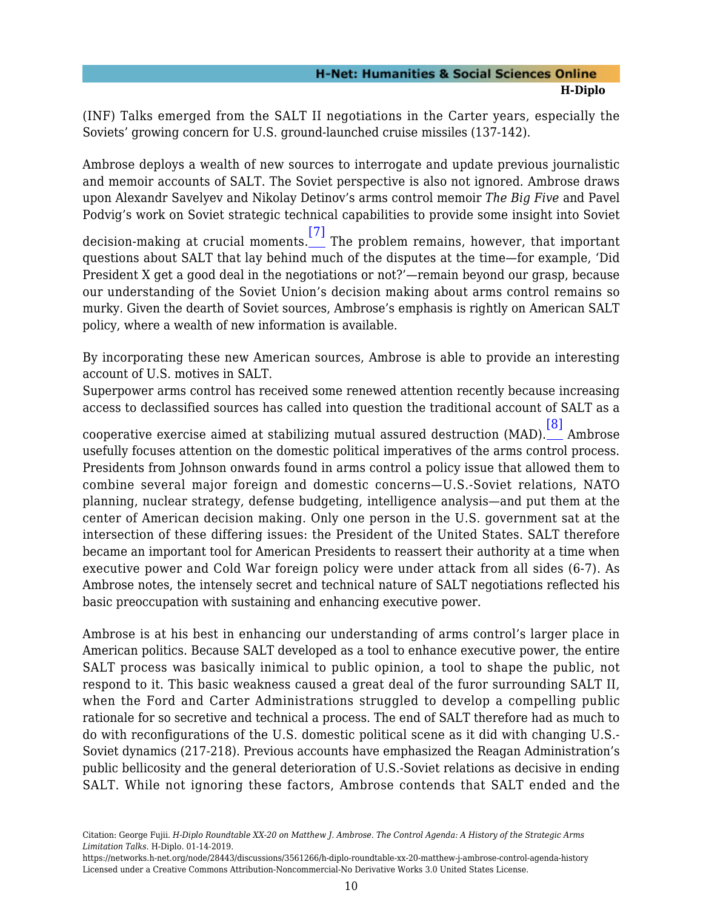(INF) Talks emerged from the SALT II negotiations in the Carter years, especially the Soviets' growing concern for U.S. ground-launched cruise missiles (137-142).

Ambrose deploys a wealth of new sources to interrogate and update previous journalistic and memoir accounts of SALT. The Soviet perspective is also not ignored. Ambrose draws upon Alexandr Savelyev and Nikolay Detinov's arms control memoir *The Big Five* and Pavel Podvig's work on Soviet strategic technical capabilities to provide some insight into Soviet decision-making at crucial moments.[7] The problem remains, however, that important questions about SALT that lay behind much of the disputes at the time—for example, 'Did President X get a good deal in the negotiations or not?'—remain beyond our grasp, because our understanding of the Soviet Union's decision making about arms control remains so murky. Given the dearth of Soviet sources, Ambrose's emphasis is rightly on American SALT policy, where a wealth of new information is available.

By incorporating these new American sources, Ambrose is able to provide an interesting account of U.S. motives in SALT.
Superpower arms control has received some renewed attention recently because increasing access to declassified sources has called into question the traditional account of SALT as a cooperative exercise aimed at stabilizing mutual assured destruction (MAD).[8] Ambrose usefully focuses attention on the domestic political imperatives of the arms control process. Presidents from Johnson onwards found in arms control a policy issue that allowed them to combine several major foreign and domestic concerns—U.S.-Soviet relations, NATO planning, nuclear strategy, defense budgeting, intelligence analysis—and put them at the center of American decision making. Only one person in the U.S. government sat at the intersection of these differing issues: the President of the United States. SALT therefore became an important tool for American Presidents to reassert their authority at a time when executive power and Cold War foreign policy were under attack from all sides (6-7). As Ambrose notes, the intensely secret and technical nature of SALT negotiations reflected his basic preoccupation with sustaining and enhancing executive power.

Ambrose is at his best in enhancing our understanding of arms control's larger place in American politics. Because SALT developed as a tool to enhance executive power, the entire SALT process was basically inimical to public opinion, a tool to shape the public, not respond to it. This basic weakness caused a great deal of the furor surrounding SALT II, when the Ford and Carter Administrations struggled to develop a compelling public rationale for so secretive and technical a process. The end of SALT therefore had as much to do with reconfigurations of the U.S. domestic political scene as it did with changing U.S.-Soviet dynamics (217-218). Previous accounts have emphasized the Reagan Administration's public bellicosity and the general deterioration of U.S.-Soviet relations as decisive in ending SALT. While not ignoring these factors, Ambrose contends that SALT ended and the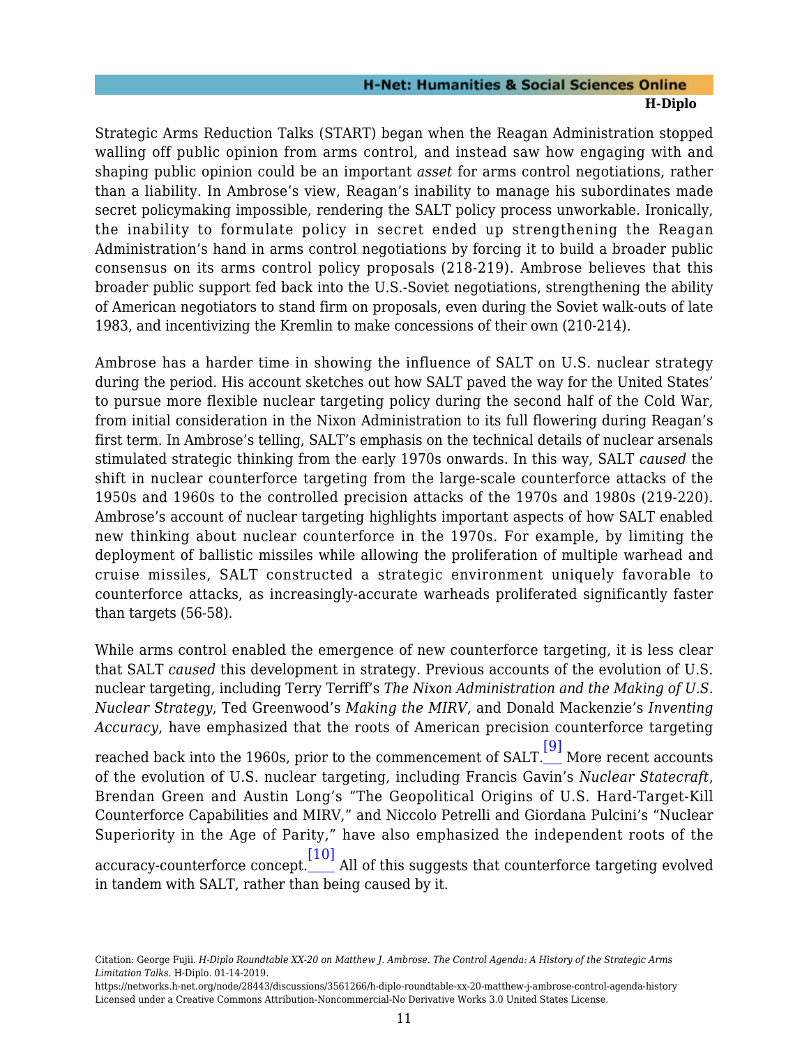Strategic Arms Reduction Talks (START) began when the Reagan Administration stopped walling off public opinion from arms control, and instead saw how engaging with and shaping public opinion could be an important *asset* for arms control negotiations, rather than a liability. In Ambrose's view, Reagan's inability to manage his subordinates made secret policymaking impossible, rendering the SALT policy process unworkable. Ironically, the inability to formulate policy in secret ended up strengthening the Reagan Administration's hand in arms control negotiations by forcing it to build a broader public consensus on its arms control policy proposals (218-219). Ambrose believes that this broader public support fed back into the U.S.-Soviet negotiations, strengthening the ability of American negotiators to stand firm on proposals, even during the Soviet walk-outs of late 1983, and incentivizing the Kremlin to make concessions of their own (210-214).

Ambrose has a harder time in showing the influence of SALT on U.S. nuclear strategy during the period. His account sketches out how SALT paved the way for the United States' to pursue more flexible nuclear targeting policy during the second half of the Cold War, from initial consideration in the Nixon Administration to its full flowering during Reagan's first term. In Ambrose's telling, SALT's emphasis on the technical details of nuclear arsenals stimulated strategic thinking from the early 1970s onwards. In this way, SALT *caused* the shift in nuclear counterforce targeting from the large-scale counterforce attacks of the 1950s and 1960s to the controlled precision attacks of the 1970s and 1980s (219-220). Ambrose's account of nuclear targeting highlights important aspects of how SALT enabled new thinking about nuclear counterforce in the 1970s. For example, by limiting the deployment of ballistic missiles while allowing the proliferation of multiple warhead and cruise missiles, SALT constructed a strategic environment uniquely favorable to counterforce attacks, as increasingly-accurate warheads proliferated significantly faster than targets (56-58).

While arms control enabled the emergence of new counterforce targeting, it is less clear that SALT *caused* this development in strategy. Previous accounts of the evolution of U.S. nuclear targeting, including Terry Terriff's *The Nixon Administration and the Making of U.S. Nuclear Strategy*, Ted Greenwood's *Making the MIRV*, and Donald Mackenzie's *Inventing Accuracy*, have emphasized that the roots of American precision counterforce targeting reached back into the 1960s, prior to the commencement of SALT.[9] More recent accounts of the evolution of U.S. nuclear targeting, including Francis Gavin's *Nuclear Statecraft*, Brendan Green and Austin Long's "The Geopolitical Origins of U.S. Hard-Target-Kill Counterforce Capabilities and MIRV," and Niccolo Petrelli and Giordana Pulcini's "Nuclear Superiority in the Age of Parity," have also emphasized the independent roots of the accuracy-counterforce concept.[10] All of this suggests that counterforce targeting evolved in tandem with SALT, rather than being caused by it.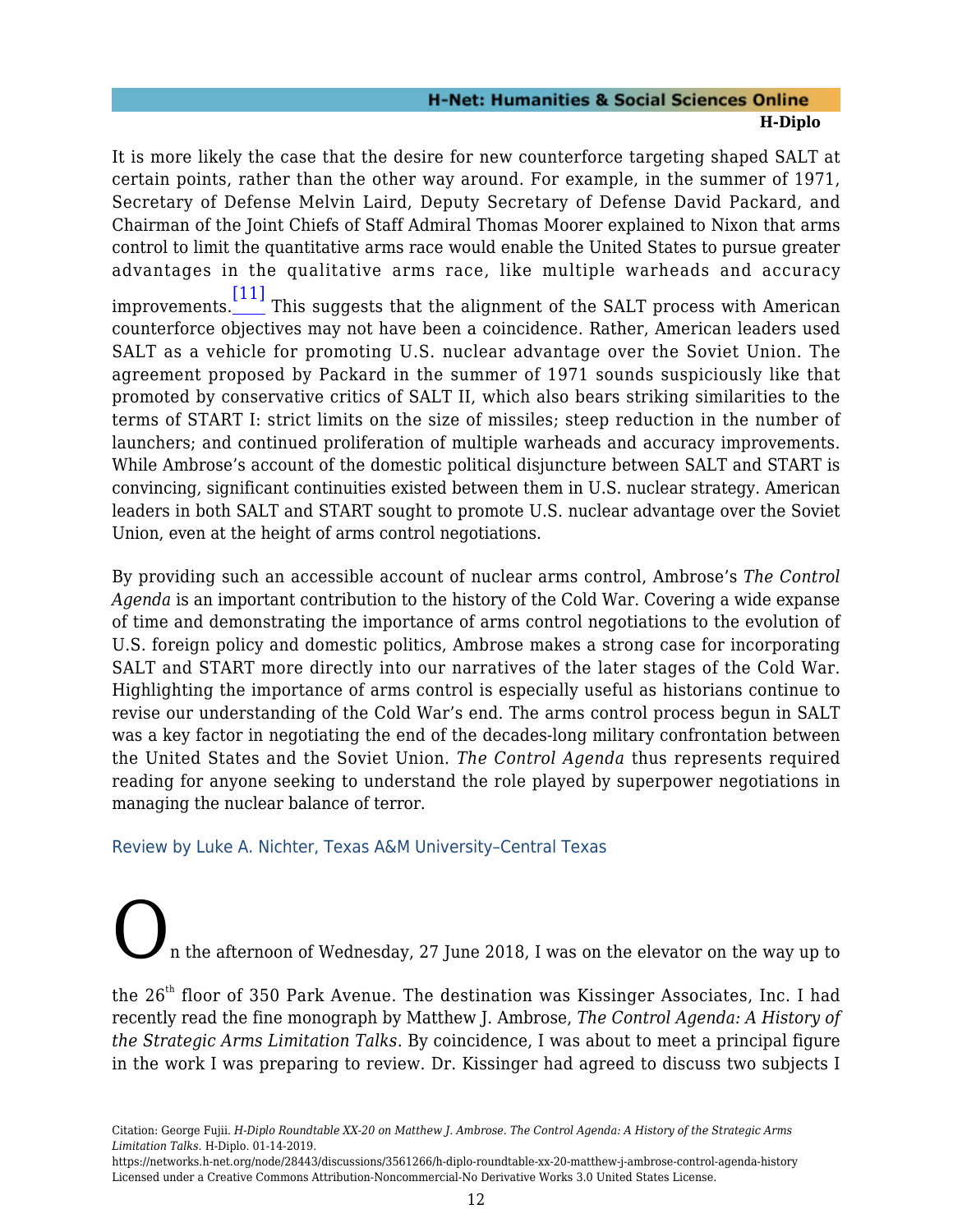It is more likely the case that the desire for new counterforce targeting shaped SALT at certain points, rather than the other way around. For example, in the summer of 1971, Secretary of Defense Melvin Laird, Deputy Secretary of Defense David Packard, and Chairman of the Joint Chiefs of Staff Admiral Thomas Moorer explained to Nixon that arms control to limit the quantitative arms race would enable the United States to pursue greater advantages in the qualitative arms race, like multiple warheads and accuracy improvements.[11] This suggests that the alignment of the SALT process with American counterforce objectives may not have been a coincidence. Rather, American leaders used SALT as a vehicle for promoting U.S. nuclear advantage over the Soviet Union. The agreement proposed by Packard in the summer of 1971 sounds suspiciously like that promoted by conservative critics of SALT II, which also bears striking similarities to the terms of START I: strict limits on the size of missiles; steep reduction in the number of launchers; and continued proliferation of multiple warheads and accuracy improvements. While Ambrose's account of the domestic political disjuncture between SALT and START is convincing, significant continuities existed between them in U.S. nuclear strategy. American leaders in both SALT and START sought to promote U.S. nuclear advantage over the Soviet Union, even at the height of arms control negotiations.

By providing such an accessible account of nuclear arms control, Ambrose's *The Control Agenda* is an important contribution to the history of the Cold War. Covering a wide expanse of time and demonstrating the importance of arms control negotiations to the evolution of U.S. foreign policy and domestic politics, Ambrose makes a strong case for incorporating SALT and START more directly into our narratives of the later stages of the Cold War. Highlighting the importance of arms control is especially useful as historians continue to revise our understanding of the Cold War's end. The arms control process begun in SALT was a key factor in negotiating the end of the decades-long military confrontation between the United States and the Soviet Union. *The Control Agenda* thus represents required reading for anyone seeking to understand the role played by superpower negotiations in managing the nuclear balance of terror.

## Review by Luke A. Nichter, Texas A&M University–Central Texas

On the afternoon of Wednesday, 27 June 2018, I was on the elevator on the way up to the 26th floor of 350 Park Avenue. The destination was Kissinger Associates, Inc. I had recently read the fine monograph by Matthew J. Ambrose, *The Control Agenda: A History of the Strategic Arms Limitation Talks*. By coincidence, I was about to meet a principal figure in the work I was preparing to review. Dr. Kissinger had agreed to discuss two subjects I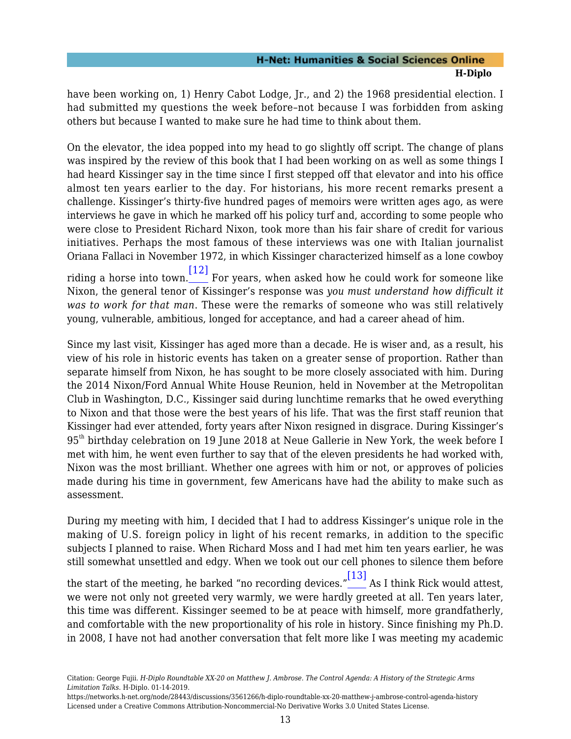have been working on, 1) Henry Cabot Lodge, Jr., and 2) the 1968 presidential election. I had submitted my questions the week before–not because I was forbidden from asking others but because I wanted to make sure he had time to think about them.

On the elevator, the idea popped into my head to go slightly off script. The change of plans was inspired by the review of this book that I had been working on as well as some things I had heard Kissinger say in the time since I first stepped off that elevator and into his office almost ten years earlier to the day. For historians, his more recent remarks present a challenge. Kissinger's thirty-five hundred pages of memoirs were written ages ago, as were interviews he gave in which he marked off his policy turf and, according to some people who were close to President Richard Nixon, took more than his fair share of credit for various initiatives. Perhaps the most famous of these interviews was one with Italian journalist Oriana Fallaci in November 1972, in which Kissinger characterized himself as a lone cowboy riding a horse into town.[12] For years, when asked how he could work for someone like Nixon, the general tenor of Kissinger's response was *you must understand how difficult it was to work for that man*. These were the remarks of someone who was still relatively young, vulnerable, ambitious, longed for acceptance, and had a career ahead of him.

Since my last visit, Kissinger has aged more than a decade. He is wiser and, as a result, his view of his role in historic events has taken on a greater sense of proportion. Rather than separate himself from Nixon, he has sought to be more closely associated with him. During the 2014 Nixon/Ford Annual White House Reunion, held in November at the Metropolitan Club in Washington, D.C., Kissinger said during lunchtime remarks that he owed everything to Nixon and that those were the best years of his life. That was the first staff reunion that Kissinger had ever attended, forty years after Nixon resigned in disgrace. During Kissinger's 95th birthday celebration on 19 June 2018 at Neue Gallerie in New York, the week before I met with him, he went even further to say that of the eleven presidents he had worked with, Nixon was the most brilliant. Whether one agrees with him or not, or approves of policies made during his time in government, few Americans have had the ability to make such as assessment.

During my meeting with him, I decided that I had to address Kissinger's unique role in the making of U.S. foreign policy in light of his recent remarks, in addition to the specific subjects I planned to raise. When Richard Moss and I had met him ten years earlier, he was still somewhat unsettled and edgy. When we took out our cell phones to silence them before the start of the meeting, he barked "no recording devices."[13] As I think Rick would attest, we were not only not greeted very warmly, we were hardly greeted at all. Ten years later, this time was different. Kissinger seemed to be at peace with himself, more grandfatherly, and comfortable with the new proportionality of his role in history. Since finishing my Ph.D. in 2008, I have not had another conversation that felt more like I was meeting my academic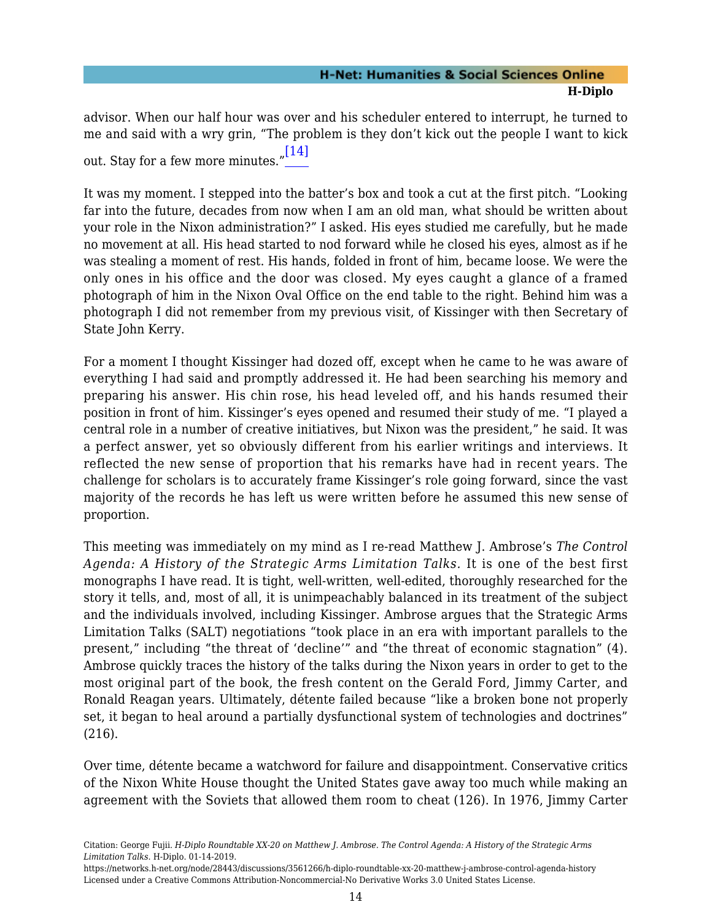advisor. When our half hour was over and his scheduler entered to interrupt, he turned to me and said with a wry grin, "The problem is they don't kick out the people I want to kick out. Stay for a few more minutes."[14]

It was my moment. I stepped into the batter's box and took a cut at the first pitch. "Looking far into the future, decades from now when I am an old man, what should be written about your role in the Nixon administration?" I asked. His eyes studied me carefully, but he made no movement at all. His head started to nod forward while he closed his eyes, almost as if he was stealing a moment of rest. His hands, folded in front of him, became loose. We were the only ones in his office and the door was closed. My eyes caught a glance of a framed photograph of him in the Nixon Oval Office on the end table to the right. Behind him was a photograph I did not remember from my previous visit, of Kissinger with then Secretary of State John Kerry.

For a moment I thought Kissinger had dozed off, except when he came to he was aware of everything I had said and promptly addressed it. He had been searching his memory and preparing his answer. His chin rose, his head leveled off, and his hands resumed their position in front of him. Kissinger's eyes opened and resumed their study of me. "I played a central role in a number of creative initiatives, but Nixon was the president," he said. It was a perfect answer, yet so obviously different from his earlier writings and interviews. It reflected the new sense of proportion that his remarks have had in recent years. The challenge for scholars is to accurately frame Kissinger's role going forward, since the vast majority of the records he has left us were written before he assumed this new sense of proportion.

This meeting was immediately on my mind as I re-read Matthew J. Ambrose's *The Control Agenda: A History of the Strategic Arms Limitation Talks*. It is one of the best first monographs I have read. It is tight, well-written, well-edited, thoroughly researched for the story it tells, and, most of all, it is unimpeachably balanced in its treatment of the subject and the individuals involved, including Kissinger. Ambrose argues that the Strategic Arms Limitation Talks (SALT) negotiations "took place in an era with important parallels to the present," including "the threat of 'decline'" and "the threat of economic stagnation" (4). Ambrose quickly traces the history of the talks during the Nixon years in order to get to the most original part of the book, the fresh content on the Gerald Ford, Jimmy Carter, and Ronald Reagan years. Ultimately, détente failed because "like a broken bone not properly set, it began to heal around a partially dysfunctional system of technologies and doctrines" (216).

Over time, détente became a watchword for failure and disappointment. Conservative critics of the Nixon White House thought the United States gave away too much while making an agreement with the Soviets that allowed them room to cheat (126). In 1976, Jimmy Carter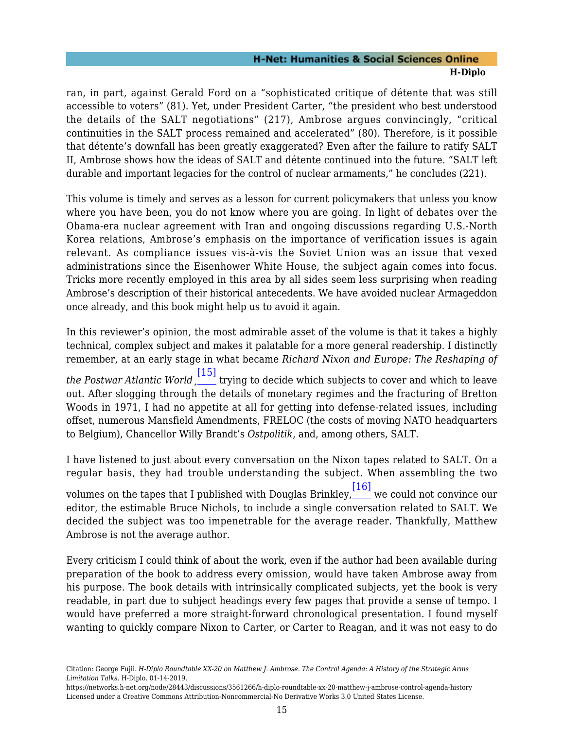ran, in part, against Gerald Ford on a "sophisticated critique of détente that was still accessible to voters" (81). Yet, under President Carter, "the president who best understood the details of the SALT negotiations" (217), Ambrose argues convincingly, "critical continuities in the SALT process remained and accelerated" (80). Therefore, is it possible that détente's downfall has been greatly exaggerated? Even after the failure to ratify SALT II, Ambrose shows how the ideas of SALT and détente continued into the future. "SALT left durable and important legacies for the control of nuclear armaments," he concludes (221).

This volume is timely and serves as a lesson for current policymakers that unless you know where you have been, you do not know where you are going. In light of debates over the Obama-era nuclear agreement with Iran and ongoing discussions regarding U.S.-North Korea relations, Ambrose's emphasis on the importance of verification issues is again relevant. As compliance issues vis-à-vis the Soviet Union was an issue that vexed administrations since the Eisenhower White House, the subject again comes into focus. Tricks more recently employed in this area by all sides seem less surprising when reading Ambrose's description of their historical antecedents. We have avoided nuclear Armageddon once already, and this book might help us to avoid it again.

In this reviewer's opinion, the most admirable asset of the volume is that it takes a highly technical, complex subject and makes it palatable for a more general readership. I distinctly remember, at an early stage in what became *Richard Nixon and Europe: The Reshaping of the Postwar Atlantic World*,[15] trying to decide which subjects to cover and which to leave out. After slogging through the details of monetary regimes and the fracturing of Bretton Woods in 1971, I had no appetite at all for getting into defense-related issues, including offset, numerous Mansfield Amendments, FRELOC (the costs of moving NATO headquarters to Belgium), Chancellor Willy Brandt's *Ostpolitik*, and, among others, SALT.

I have listened to just about every conversation on the Nixon tapes related to SALT. On a regular basis, they had trouble understanding the subject. When assembling the two volumes on the tapes that I published with Douglas Brinkley,[16] we could not convince our editor, the estimable Bruce Nichols, to include a single conversation related to SALT. We decided the subject was too impenetrable for the average reader. Thankfully, Matthew Ambrose is not the average author.

Every criticism I could think of about the work, even if the author had been available during preparation of the book to address every omission, would have taken Ambrose away from his purpose. The book details with intrinsically complicated subjects, yet the book is very readable, in part due to subject headings every few pages that provide a sense of tempo. I would have preferred a more straight-forward chronological presentation. I found myself wanting to quickly compare Nixon to Carter, or Carter to Reagan, and it was not easy to do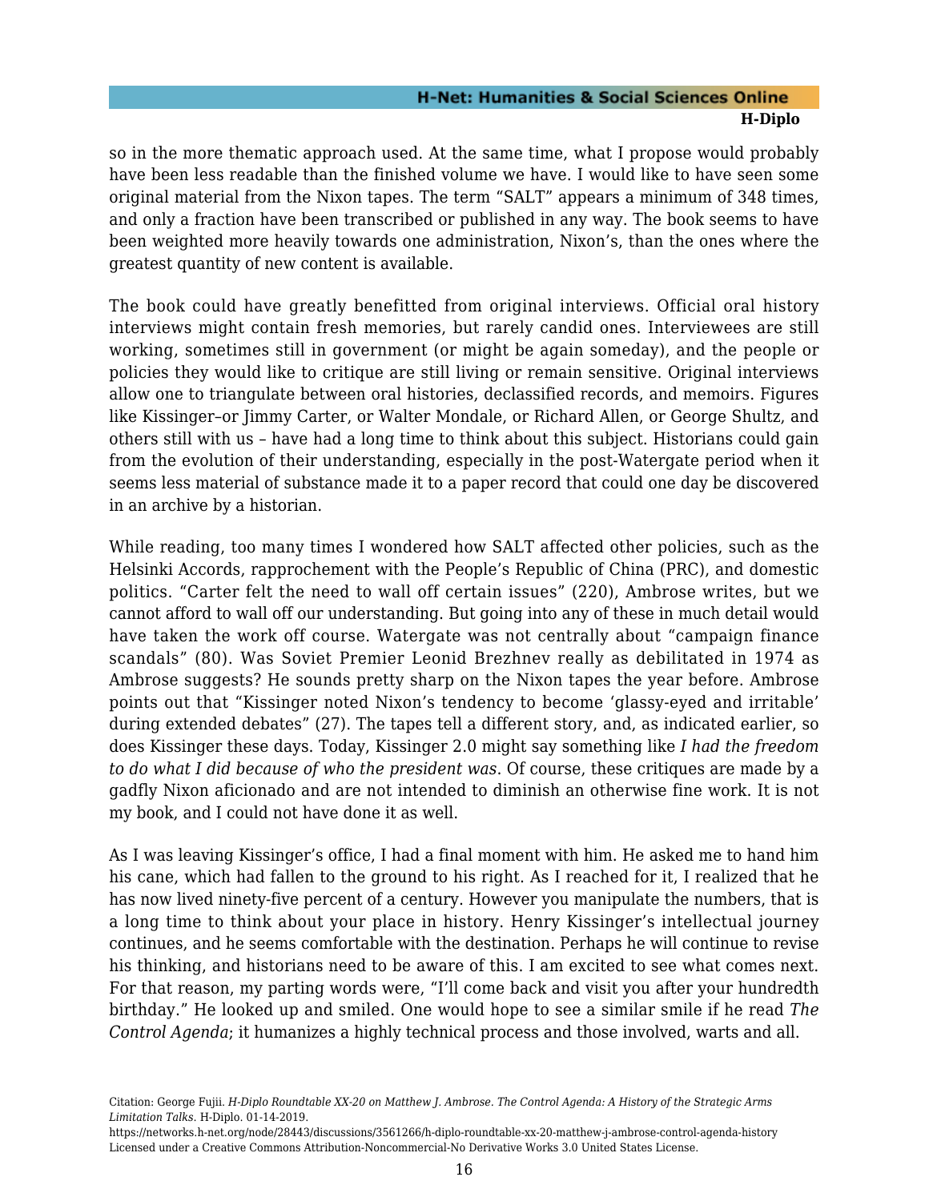so in the more thematic approach used. At the same time, what I propose would probably have been less readable than the finished volume we have. I would like to have seen some original material from the Nixon tapes. The term "SALT" appears a minimum of 348 times, and only a fraction have been transcribed or published in any way. The book seems to have been weighted more heavily towards one administration, Nixon's, than the ones where the greatest quantity of new content is available.

The book could have greatly benefitted from original interviews. Official oral history interviews might contain fresh memories, but rarely candid ones. Interviewees are still working, sometimes still in government (or might be again someday), and the people or policies they would like to critique are still living or remain sensitive. Original interviews allow one to triangulate between oral histories, declassified records, and memoirs. Figures like Kissinger–or Jimmy Carter, or Walter Mondale, or Richard Allen, or George Shultz, and others still with us – have had a long time to think about this subject. Historians could gain from the evolution of their understanding, especially in the post-Watergate period when it seems less material of substance made it to a paper record that could one day be discovered in an archive by a historian.

While reading, too many times I wondered how SALT affected other policies, such as the Helsinki Accords, rapprochement with the People's Republic of China (PRC), and domestic politics. "Carter felt the need to wall off certain issues" (220), Ambrose writes, but we cannot afford to wall off our understanding. But going into any of these in much detail would have taken the work off course. Watergate was not centrally about "campaign finance scandals" (80). Was Soviet Premier Leonid Brezhnev really as debilitated in 1974 as Ambrose suggests? He sounds pretty sharp on the Nixon tapes the year before. Ambrose points out that "Kissinger noted Nixon's tendency to become 'glassy-eyed and irritable' during extended debates" (27). The tapes tell a different story, and, as indicated earlier, so does Kissinger these days. Today, Kissinger 2.0 might say something like *I had the freedom to do what I did because of who the president was*. Of course, these critiques are made by a gadfly Nixon aficionado and are not intended to diminish an otherwise fine work. It is not my book, and I could not have done it as well.

As I was leaving Kissinger's office, I had a final moment with him. He asked me to hand him his cane, which had fallen to the ground to his right. As I reached for it, I realized that he has now lived ninety-five percent of a century. However you manipulate the numbers, that is a long time to think about your place in history. Henry Kissinger's intellectual journey continues, and he seems comfortable with the destination. Perhaps he will continue to revise his thinking, and historians need to be aware of this. I am excited to see what comes next. For that reason, my parting words were, "I'll come back and visit you after your hundredth birthday." He looked up and smiled. One would hope to see a similar smile if he read *The Control Agenda*; it humanizes a highly technical process and those involved, warts and all.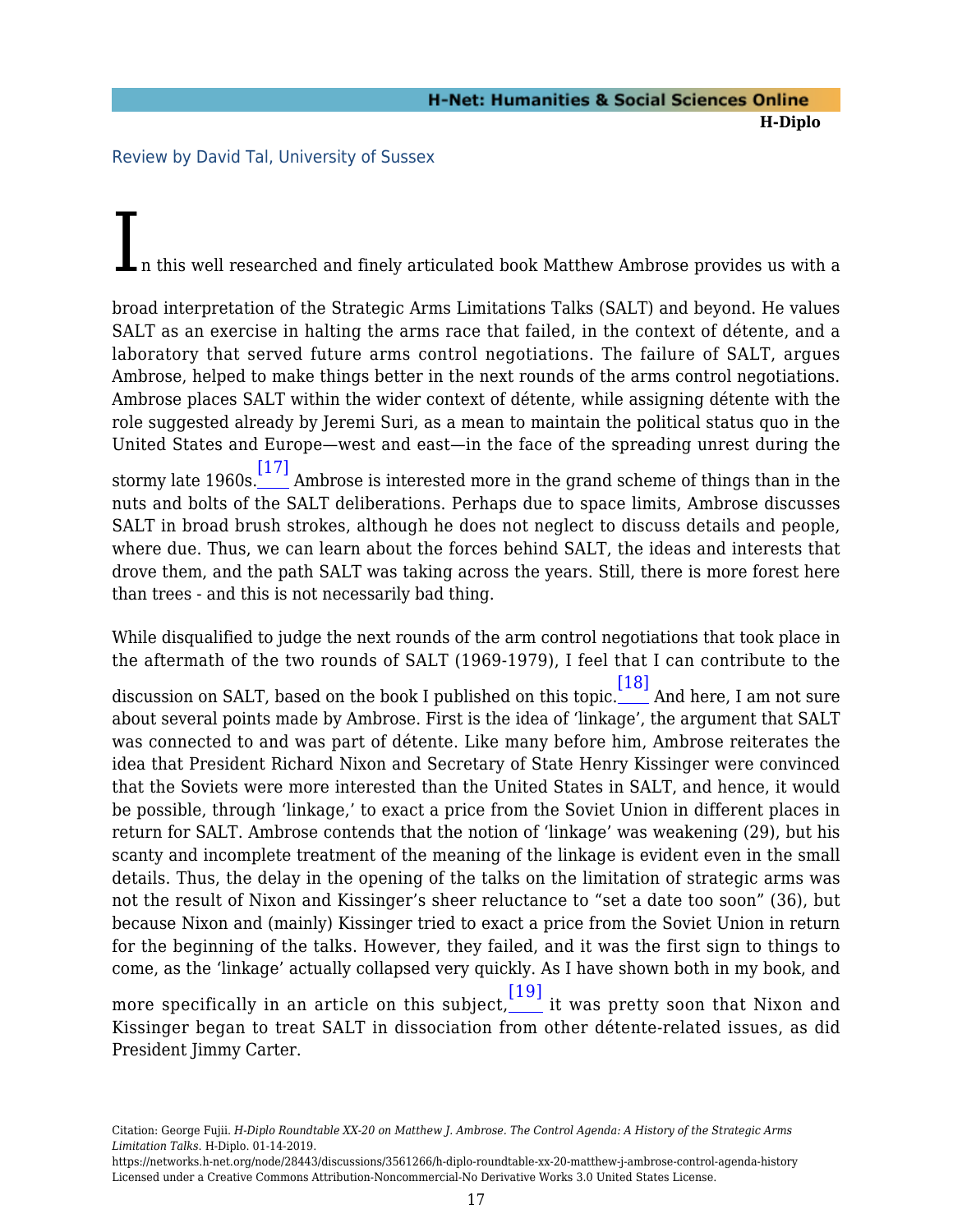Review by David Tal, University of Sussex

In this well researched and finely articulated book Matthew Ambrose provides us with a broad interpretation of the Strategic Arms Limitations Talks (SALT) and beyond. He values SALT as an exercise in halting the arms race that failed, in the context of détente, and a laboratory that served future arms control negotiations. The failure of SALT, argues Ambrose, helped to make things better in the next rounds of the arms control negotiations. Ambrose places SALT within the wider context of détente, while assigning détente with the role suggested already by Jeremi Suri, as a mean to maintain the political status quo in the United States and Europe—west and east—in the face of the spreading unrest during the stormy late 1960s.[17] Ambrose is interested more in the grand scheme of things than in the nuts and bolts of the SALT deliberations. Perhaps due to space limits, Ambrose discusses SALT in broad brush strokes, although he does not neglect to discuss details and people, where due. Thus, we can learn about the forces behind SALT, the ideas and interests that drove them, and the path SALT was taking across the years. Still, there is more forest here than trees - and this is not necessarily bad thing.

While disqualified to judge the next rounds of the arm control negotiations that took place in the aftermath of the two rounds of SALT (1969-1979), I feel that I can contribute to the discussion on SALT, based on the book I published on this topic.[18] And here, I am not sure about several points made by Ambrose. First is the idea of 'linkage', the argument that SALT was connected to and was part of détente. Like many before him, Ambrose reiterates the idea that President Richard Nixon and Secretary of State Henry Kissinger were convinced that the Soviets were more interested than the United States in SALT, and hence, it would be possible, through 'linkage,' to exact a price from the Soviet Union in different places in return for SALT. Ambrose contends that the notion of 'linkage' was weakening (29), but his scanty and incomplete treatment of the meaning of the linkage is evident even in the small details. Thus, the delay in the opening of the talks on the limitation of strategic arms was not the result of Nixon and Kissinger's sheer reluctance to "set a date too soon" (36), but because Nixon and (mainly) Kissinger tried to exact a price from the Soviet Union in return for the beginning of the talks. However, they failed, and it was the first sign to things to come, as the 'linkage' actually collapsed very quickly. As I have shown both in my book, and more specifically in an article on this subject,[19] it was pretty soon that Nixon and Kissinger began to treat SALT in dissociation from other détente-related issues, as did President Jimmy Carter.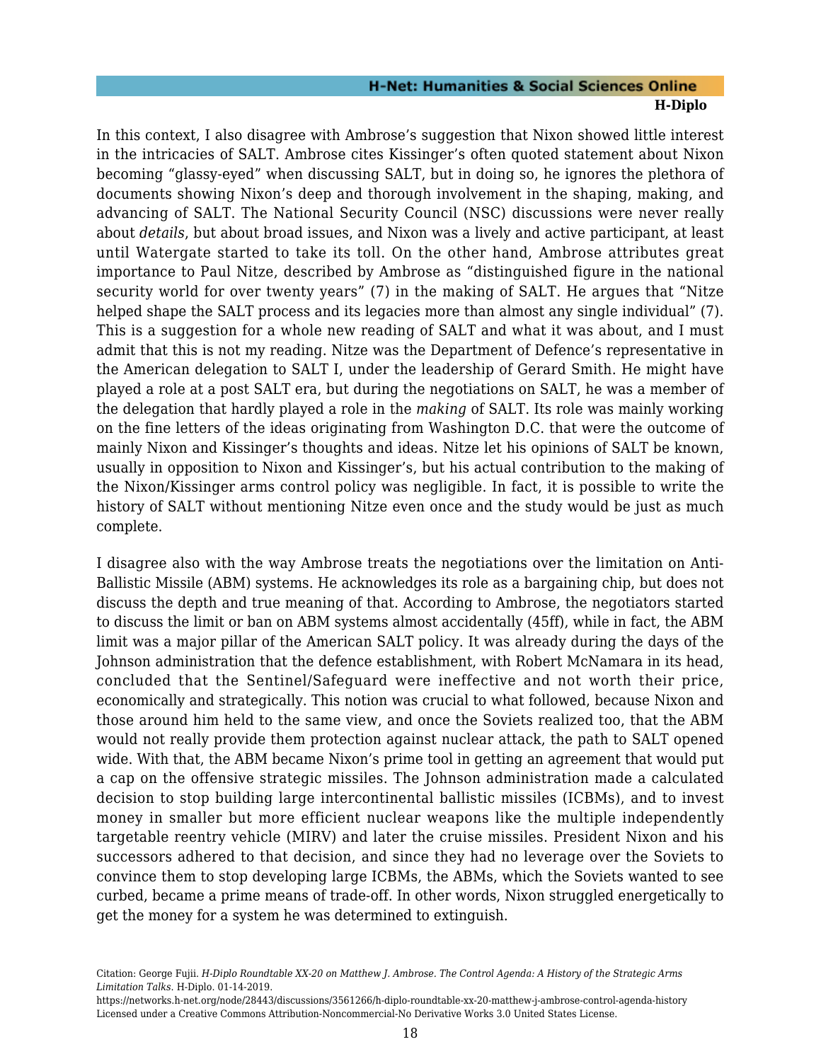In this context, I also disagree with Ambrose's suggestion that Nixon showed little interest in the intricacies of SALT. Ambrose cites Kissinger's often quoted statement about Nixon becoming "glassy-eyed" when discussing SALT, but in doing so, he ignores the plethora of documents showing Nixon's deep and thorough involvement in the shaping, making, and advancing of SALT. The National Security Council (NSC) discussions were never really about *details*, but about broad issues, and Nixon was a lively and active participant, at least until Watergate started to take its toll. On the other hand, Ambrose attributes great importance to Paul Nitze, described by Ambrose as "distinguished figure in the national security world for over twenty years" (7) in the making of SALT. He argues that "Nitze helped shape the SALT process and its legacies more than almost any single individual" (7). This is a suggestion for a whole new reading of SALT and what it was about, and I must admit that this is not my reading. Nitze was the Department of Defence's representative in the American delegation to SALT I, under the leadership of Gerard Smith. He might have played a role at a post SALT era, but during the negotiations on SALT, he was a member of the delegation that hardly played a role in the *making* of SALT. Its role was mainly working on the fine letters of the ideas originating from Washington D.C. that were the outcome of mainly Nixon and Kissinger's thoughts and ideas. Nitze let his opinions of SALT be known, usually in opposition to Nixon and Kissinger's, but his actual contribution to the making of the Nixon/Kissinger arms control policy was negligible. In fact, it is possible to write the history of SALT without mentioning Nitze even once and the study would be just as much complete.

I disagree also with the way Ambrose treats the negotiations over the limitation on Anti-Ballistic Missile (ABM) systems. He acknowledges its role as a bargaining chip, but does not discuss the depth and true meaning of that. According to Ambrose, the negotiators started to discuss the limit or ban on ABM systems almost accidentally (45ff), while in fact, the ABM limit was a major pillar of the American SALT policy. It was already during the days of the Johnson administration that the defence establishment, with Robert McNamara in its head, concluded that the Sentinel/Safeguard were ineffective and not worth their price, economically and strategically. This notion was crucial to what followed, because Nixon and those around him held to the same view, and once the Soviets realized too, that the ABM would not really provide them protection against nuclear attack, the path to SALT opened wide. With that, the ABM became Nixon's prime tool in getting an agreement that would put a cap on the offensive strategic missiles. The Johnson administration made a calculated decision to stop building large intercontinental ballistic missiles (ICBMs), and to invest money in smaller but more efficient nuclear weapons like the multiple independently targetable reentry vehicle (MIRV) and later the cruise missiles. President Nixon and his successors adhered to that decision, and since they had no leverage over the Soviets to convince them to stop developing large ICBMs, the ABMs, which the Soviets wanted to see curbed, became a prime means of trade-off. In other words, Nixon struggled energetically to get the money for a system he was determined to extinguish.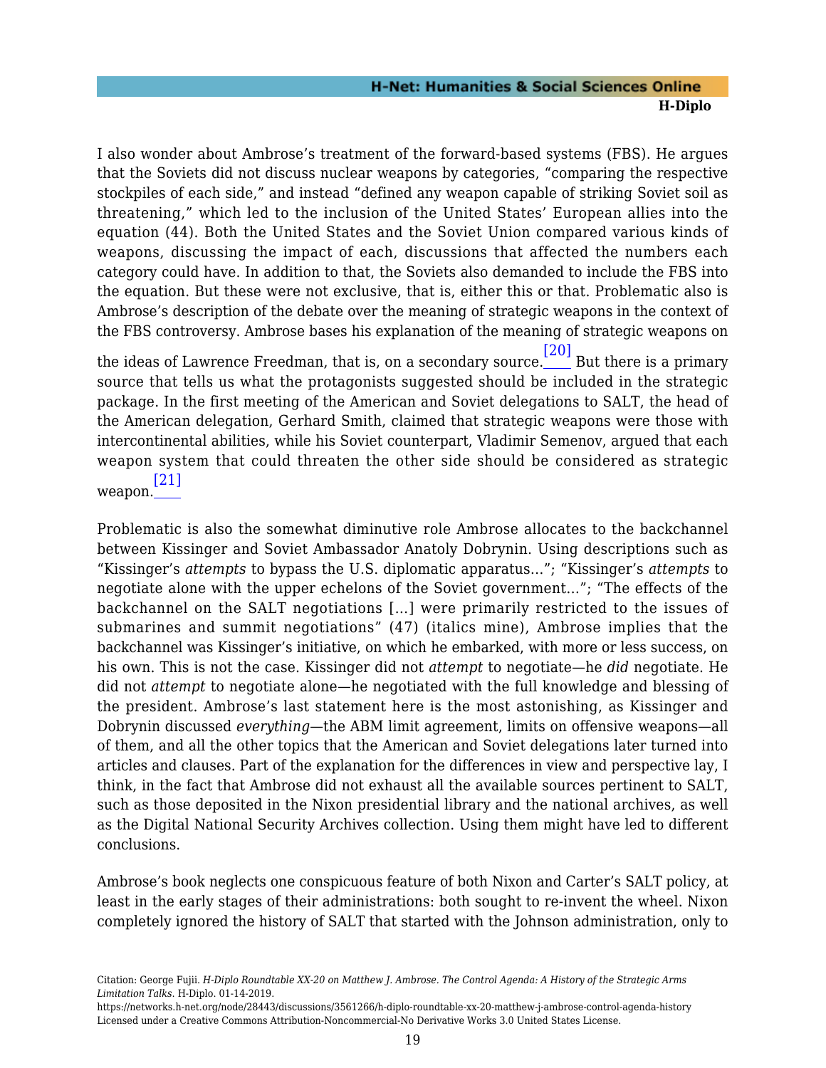I also wonder about Ambrose's treatment of the forward-based systems (FBS). He argues that the Soviets did not discuss nuclear weapons by categories, "comparing the respective stockpiles of each side," and instead "defined any weapon capable of striking Soviet soil as threatening," which led to the inclusion of the United States' European allies into the equation (44). Both the United States and the Soviet Union compared various kinds of weapons, discussing the impact of each, discussions that affected the numbers each category could have. In addition to that, the Soviets also demanded to include the FBS into the equation. But these were not exclusive, that is, either this or that. Problematic also is Ambrose's description of the debate over the meaning of strategic weapons in the context of the FBS controversy. Ambrose bases his explanation of the meaning of strategic weapons on the ideas of Lawrence Freedman, that is, on a secondary source.[20] But there is a primary source that tells us what the protagonists suggested should be included in the strategic package. In the first meeting of the American and Soviet delegations to SALT, the head of the American delegation, Gerhard Smith, claimed that strategic weapons were those with intercontinental abilities, while his Soviet counterpart, Vladimir Semenov, argued that each weapon system that could threaten the other side should be considered as strategic weapon.[21]

Problematic is also the somewhat diminutive role Ambrose allocates to the backchannel between Kissinger and Soviet Ambassador Anatoly Dobrynin. Using descriptions such as "Kissinger's *attempts* to bypass the U.S. diplomatic apparatus..."; "Kissinger's *attempts* to negotiate alone with the upper echelons of the Soviet government..."; "The effects of the backchannel on the SALT negotiations [...] were primarily restricted to the issues of submarines and summit negotiations" (47) (italics mine), Ambrose implies that the backchannel was Kissinger's initiative, on which he embarked, with more or less success, on his own. This is not the case. Kissinger did not *attempt* to negotiate—he *did* negotiate. He did not *attempt* to negotiate alone—he negotiated with the full knowledge and blessing of the president. Ambrose's last statement here is the most astonishing, as Kissinger and Dobrynin discussed *everything*—the ABM limit agreement, limits on offensive weapons—all of them, and all the other topics that the American and Soviet delegations later turned into articles and clauses. Part of the explanation for the differences in view and perspective lay, I think, in the fact that Ambrose did not exhaust all the available sources pertinent to SALT, such as those deposited in the Nixon presidential library and the national archives, as well as the Digital National Security Archives collection. Using them might have led to different conclusions.

Ambrose's book neglects one conspicuous feature of both Nixon and Carter's SALT policy, at least in the early stages of their administrations: both sought to re-invent the wheel. Nixon completely ignored the history of SALT that started with the Johnson administration, only to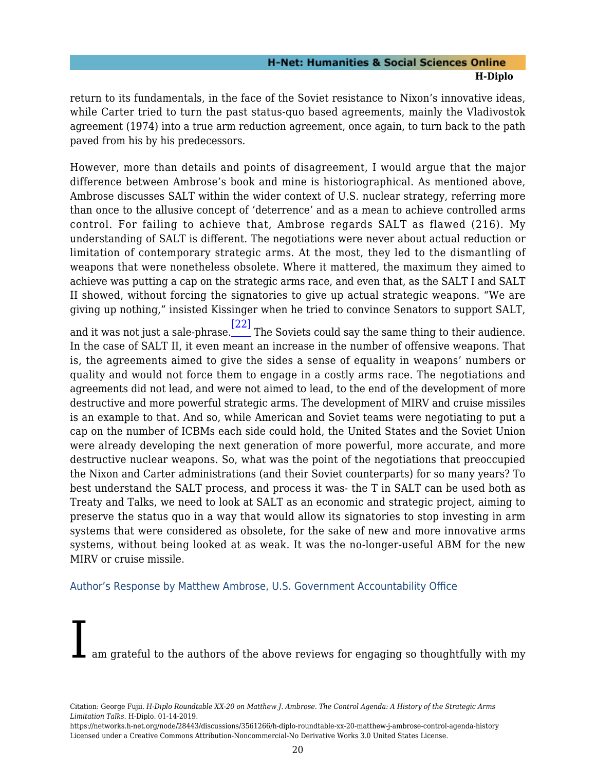return to its fundamentals, in the face of the Soviet resistance to Nixon's innovative ideas, while Carter tried to turn the past status-quo based agreements, mainly the Vladivostok agreement (1974) into a true arm reduction agreement, once again, to turn back to the path paved from his by his predecessors.

However, more than details and points of disagreement, I would argue that the major difference between Ambrose's book and mine is historiographical. As mentioned above, Ambrose discusses SALT within the wider context of U.S. nuclear strategy, referring more than once to the allusive concept of 'deterrence' and as a mean to achieve controlled arms control. For failing to achieve that, Ambrose regards SALT as flawed (216). My understanding of SALT is different. The negotiations were never about actual reduction or limitation of contemporary strategic arms. At the most, they led to the dismantling of weapons that were nonetheless obsolete. Where it mattered, the maximum they aimed to achieve was putting a cap on the strategic arms race, and even that, as the SALT I and SALT II showed, without forcing the signatories to give up actual strategic weapons. "We are giving up nothing," insisted Kissinger when he tried to convince Senators to support SALT, and it was not just a sale-phrase.[22] The Soviets could say the same thing to their audience. In the case of SALT II, it even meant an increase in the number of offensive weapons. That is, the agreements aimed to give the sides a sense of equality in weapons' numbers or quality and would not force them to engage in a costly arms race. The negotiations and agreements did not lead, and were not aimed to lead, to the end of the development of more destructive and more powerful strategic arms. The development of MIRV and cruise missiles is an example to that. And so, while American and Soviet teams were negotiating to put a cap on the number of ICBMs each side could hold, the United States and the Soviet Union were already developing the next generation of more powerful, more accurate, and more destructive nuclear weapons. So, what was the point of the negotiations that preoccupied the Nixon and Carter administrations (and their Soviet counterparts) for so many years? To best understand the SALT process, and process it was- the T in SALT can be used both as Treaty and Talks, we need to look at SALT as an economic and strategic project, aiming to preserve the status quo in a way that would allow its signatories to stop investing in arm systems that were considered as obsolete, for the sake of new and more innovative arms systems, without being looked at as weak. It was the no-longer-useful ABM for the new MIRV or cruise missile.

## Author's Response by Matthew Ambrose, U.S. Government Accountability Office

I am grateful to the authors of the above reviews for engaging so thoughtfully with my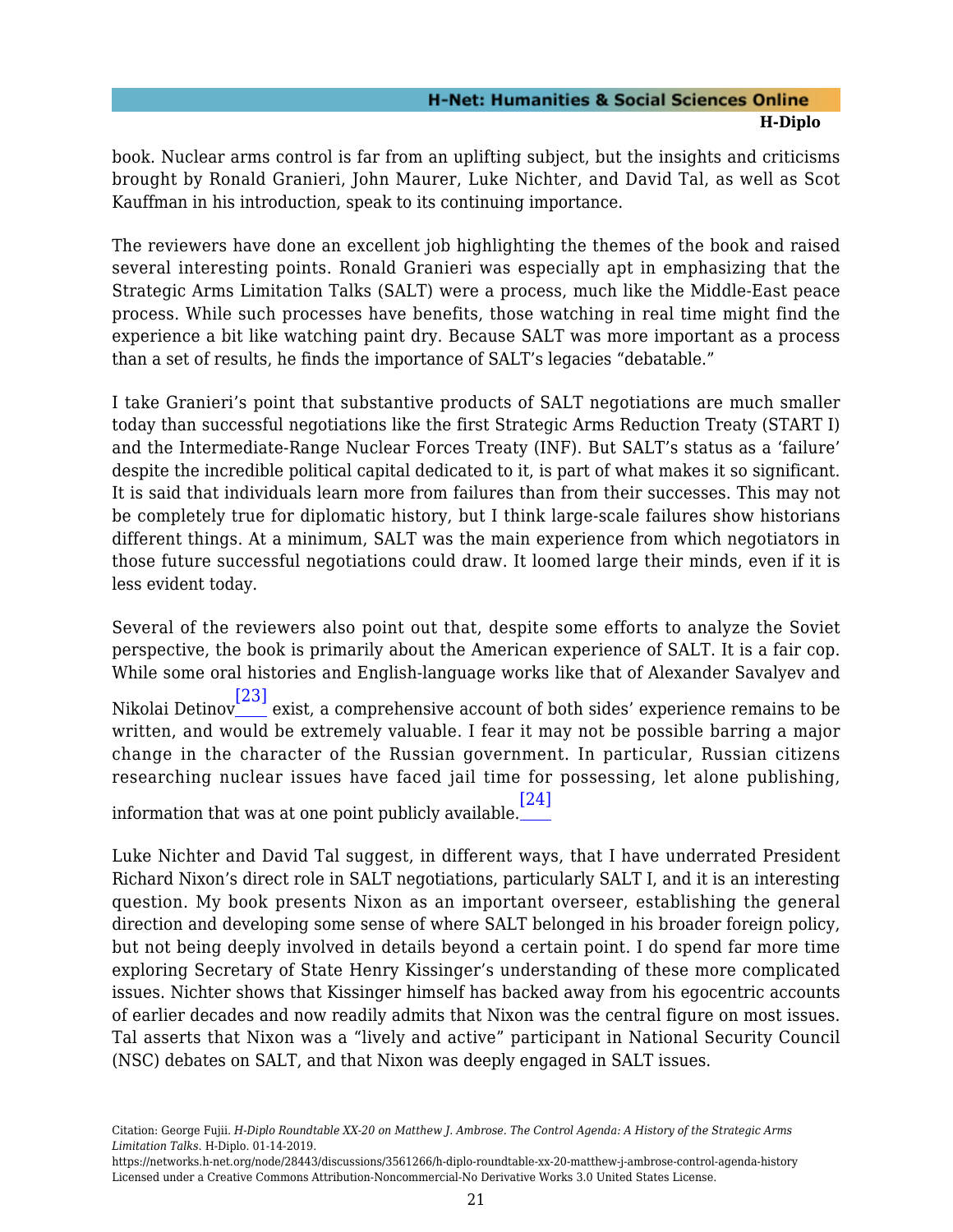book. Nuclear arms control is far from an uplifting subject, but the insights and criticisms brought by Ronald Granieri, John Maurer, Luke Nichter, and David Tal, as well as Scot Kauffman in his introduction, speak to its continuing importance.

The reviewers have done an excellent job highlighting the themes of the book and raised several interesting points. Ronald Granieri was especially apt in emphasizing that the Strategic Arms Limitation Talks (SALT) were a process, much like the Middle-East peace process. While such processes have benefits, those watching in real time might find the experience a bit like watching paint dry. Because SALT was more important as a process than a set of results, he finds the importance of SALT's legacies "debatable."

I take Granieri's point that substantive products of SALT negotiations are much smaller today than successful negotiations like the first Strategic Arms Reduction Treaty (START I) and the Intermediate-Range Nuclear Forces Treaty (INF). But SALT's status as a 'failure' despite the incredible political capital dedicated to it, is part of what makes it so significant. It is said that individuals learn more from failures than from their successes. This may not be completely true for diplomatic history, but I think large-scale failures show historians different things. At a minimum, SALT was the main experience from which negotiators in those future successful negotiations could draw. It loomed large their minds, even if it is less evident today.

Several of the reviewers also point out that, despite some efforts to analyze the Soviet perspective, the book is primarily about the American experience of SALT. It is a fair cop. While some oral histories and English-language works like that of Alexander Savalyev and Nikolai Detinov[23] exist, a comprehensive account of both sides' experience remains to be written, and would be extremely valuable. I fear it may not be possible barring a major change in the character of the Russian government. In particular, Russian citizens researching nuclear issues have faced jail time for possessing, let alone publishing, information that was at one point publicly available.[24]

Luke Nichter and David Tal suggest, in different ways, that I have underrated President Richard Nixon's direct role in SALT negotiations, particularly SALT I, and it is an interesting question. My book presents Nixon as an important overseer, establishing the general direction and developing some sense of where SALT belonged in his broader foreign policy, but not being deeply involved in details beyond a certain point. I do spend far more time exploring Secretary of State Henry Kissinger's understanding of these more complicated issues. Nichter shows that Kissinger himself has backed away from his egocentric accounts of earlier decades and now readily admits that Nixon was the central figure on most issues. Tal asserts that Nixon was a "lively and active" participant in National Security Council (NSC) debates on SALT, and that Nixon was deeply engaged in SALT issues.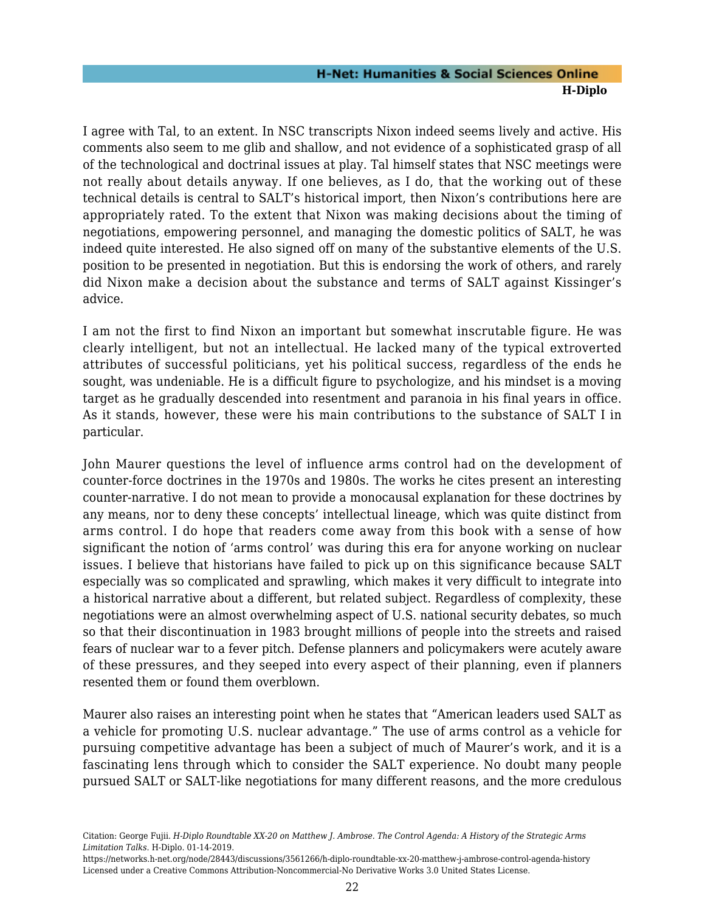I agree with Tal, to an extent. In NSC transcripts Nixon indeed seems lively and active. His comments also seem to me glib and shallow, and not evidence of a sophisticated grasp of all of the technological and doctrinal issues at play. Tal himself states that NSC meetings were not really about details anyway. If one believes, as I do, that the working out of these technical details is central to SALT's historical import, then Nixon's contributions here are appropriately rated. To the extent that Nixon was making decisions about the timing of negotiations, empowering personnel, and managing the domestic politics of SALT, he was indeed quite interested. He also signed off on many of the substantive elements of the U.S. position to be presented in negotiation. But this is endorsing the work of others, and rarely did Nixon make a decision about the substance and terms of SALT against Kissinger's advice.

I am not the first to find Nixon an important but somewhat inscrutable figure. He was clearly intelligent, but not an intellectual. He lacked many of the typical extroverted attributes of successful politicians, yet his political success, regardless of the ends he sought, was undeniable. He is a difficult figure to psychologize, and his mindset is a moving target as he gradually descended into resentment and paranoia in his final years in office. As it stands, however, these were his main contributions to the substance of SALT I in particular.

John Maurer questions the level of influence arms control had on the development of counter-force doctrines in the 1970s and 1980s. The works he cites present an interesting counter-narrative. I do not mean to provide a monocausal explanation for these doctrines by any means, nor to deny these concepts' intellectual lineage, which was quite distinct from arms control. I do hope that readers come away from this book with a sense of how significant the notion of 'arms control' was during this era for anyone working on nuclear issues. I believe that historians have failed to pick up on this significance because SALT especially was so complicated and sprawling, which makes it very difficult to integrate into a historical narrative about a different, but related subject. Regardless of complexity, these negotiations were an almost overwhelming aspect of U.S. national security debates, so much so that their discontinuation in 1983 brought millions of people into the streets and raised fears of nuclear war to a fever pitch. Defense planners and policymakers were acutely aware of these pressures, and they seeped into every aspect of their planning, even if planners resented them or found them overblown.

Maurer also raises an interesting point when he states that "American leaders used SALT as a vehicle for promoting U.S. nuclear advantage." The use of arms control as a vehicle for pursuing competitive advantage has been a subject of much of Maurer's work, and it is a fascinating lens through which to consider the SALT experience. No doubt many people pursued SALT or SALT-like negotiations for many different reasons, and the more credulous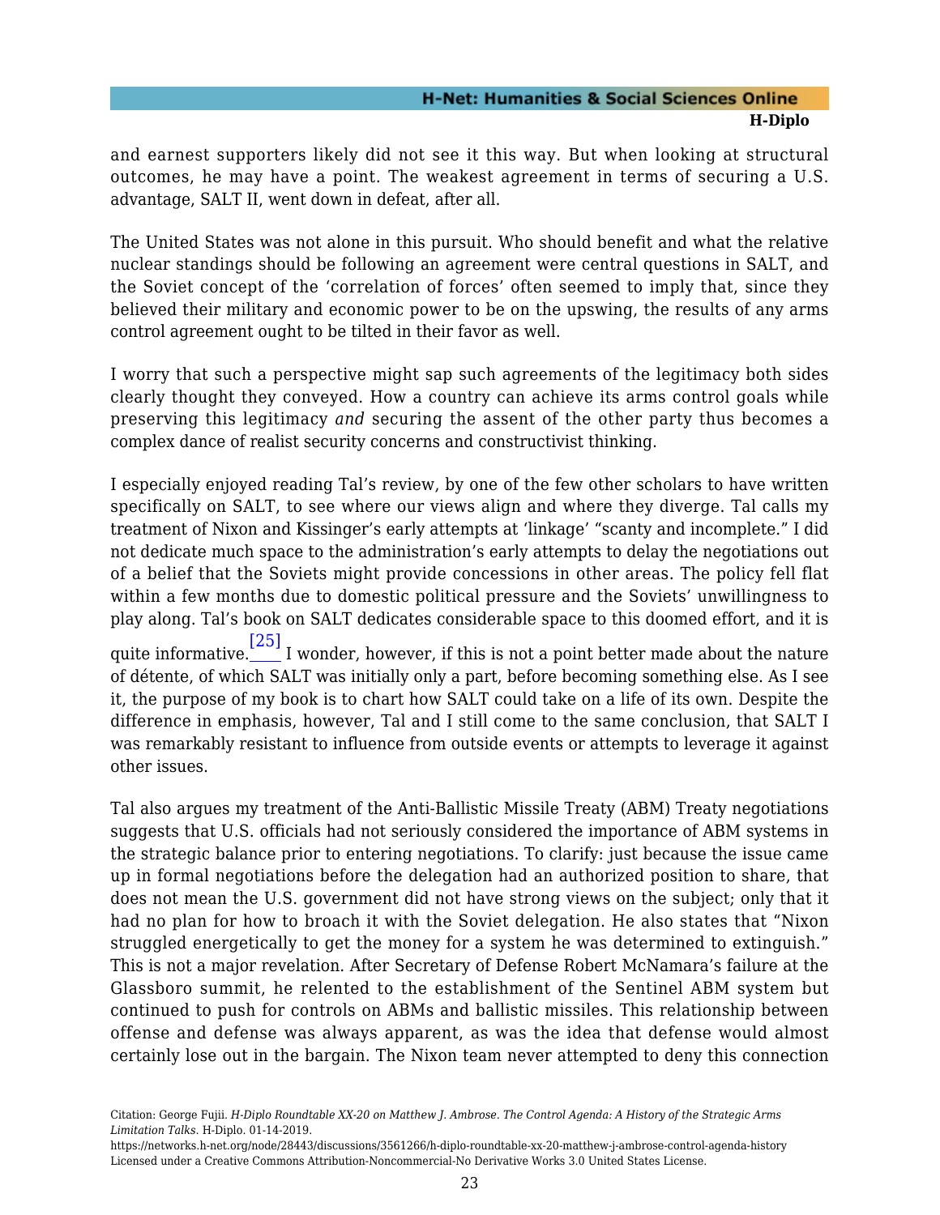and earnest supporters likely did not see it this way. But when looking at structural outcomes, he may have a point. The weakest agreement in terms of securing a U.S. advantage, SALT II, went down in defeat, after all.

The United States was not alone in this pursuit. Who should benefit and what the relative nuclear standings should be following an agreement were central questions in SALT, and the Soviet concept of the 'correlation of forces' often seemed to imply that, since they believed their military and economic power to be on the upswing, the results of any arms control agreement ought to be tilted in their favor as well.

I worry that such a perspective might sap such agreements of the legitimacy both sides clearly thought they conveyed. How a country can achieve its arms control goals while preserving this legitimacy *and* securing the assent of the other party thus becomes a complex dance of realist security concerns and constructivist thinking.

I especially enjoyed reading Tal's review, by one of the few other scholars to have written specifically on SALT, to see where our views align and where they diverge. Tal calls my treatment of Nixon and Kissinger's early attempts at 'linkage' "scanty and incomplete." I did not dedicate much space to the administration's early attempts to delay the negotiations out of a belief that the Soviets might provide concessions in other areas. The policy fell flat within a few months due to domestic political pressure and the Soviets' unwillingness to play along. Tal's book on SALT dedicates considerable space to this doomed effort, and it is quite informative.[25] I wonder, however, if this is not a point better made about the nature of détente, of which SALT was initially only a part, before becoming something else. As I see it, the purpose of my book is to chart how SALT could take on a life of its own. Despite the difference in emphasis, however, Tal and I still come to the same conclusion, that SALT I was remarkably resistant to influence from outside events or attempts to leverage it against other issues.

Tal also argues my treatment of the Anti-Ballistic Missile Treaty (ABM) Treaty negotiations suggests that U.S. officials had not seriously considered the importance of ABM systems in the strategic balance prior to entering negotiations. To clarify: just because the issue came up in formal negotiations before the delegation had an authorized position to share, that does not mean the U.S. government did not have strong views on the subject; only that it had no plan for how to broach it with the Soviet delegation. He also states that "Nixon struggled energetically to get the money for a system he was determined to extinguish." This is not a major revelation. After Secretary of Defense Robert McNamara's failure at the Glassboro summit, he relented to the establishment of the Sentinel ABM system but continued to push for controls on ABMs and ballistic missiles. This relationship between offense and defense was always apparent, as was the idea that defense would almost certainly lose out in the bargain. The Nixon team never attempted to deny this connection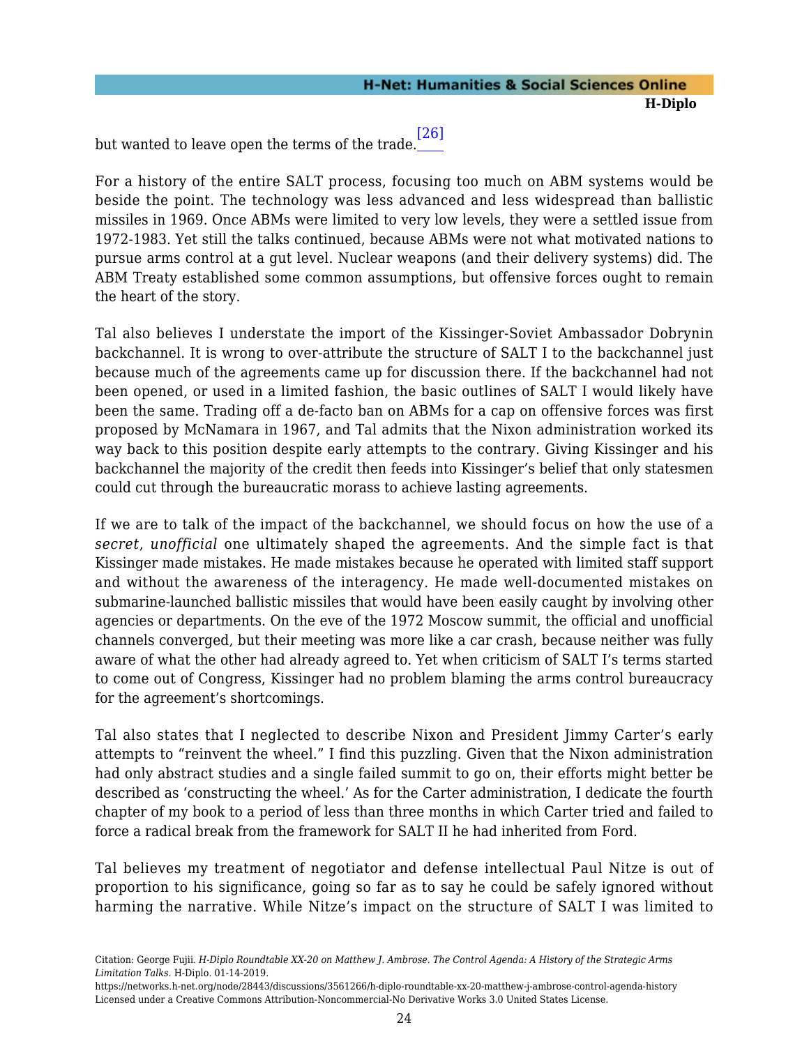but wanted to leave open the terms of the trade.[26]

For a history of the entire SALT process, focusing too much on ABM systems would be beside the point. The technology was less advanced and less widespread than ballistic missiles in 1969. Once ABMs were limited to very low levels, they were a settled issue from 1972-1983. Yet still the talks continued, because ABMs were not what motivated nations to pursue arms control at a gut level. Nuclear weapons (and their delivery systems) did. The ABM Treaty established some common assumptions, but offensive forces ought to remain the heart of the story.

Tal also believes I understate the import of the Kissinger-Soviet Ambassador Dobrynin backchannel. It is wrong to over-attribute the structure of SALT I to the backchannel just because much of the agreements came up for discussion there. If the backchannel had not been opened, or used in a limited fashion, the basic outlines of SALT I would likely have been the same. Trading off a de-facto ban on ABMs for a cap on offensive forces was first proposed by McNamara in 1967, and Tal admits that the Nixon administration worked its way back to this position despite early attempts to the contrary. Giving Kissinger and his backchannel the majority of the credit then feeds into Kissinger's belief that only statesmen could cut through the bureaucratic morass to achieve lasting agreements.

If we are to talk of the impact of the backchannel, we should focus on how the use of a *secret*, *unofficial* one ultimately shaped the agreements. And the simple fact is that Kissinger made mistakes. He made mistakes because he operated with limited staff support and without the awareness of the interagency. He made well-documented mistakes on submarine-launched ballistic missiles that would have been easily caught by involving other agencies or departments. On the eve of the 1972 Moscow summit, the official and unofficial channels converged, but their meeting was more like a car crash, because neither was fully aware of what the other had already agreed to. Yet when criticism of SALT I's terms started to come out of Congress, Kissinger had no problem blaming the arms control bureaucracy for the agreement's shortcomings.

Tal also states that I neglected to describe Nixon and President Jimmy Carter's early attempts to "reinvent the wheel." I find this puzzling. Given that the Nixon administration had only abstract studies and a single failed summit to go on, their efforts might better be described as 'constructing the wheel.' As for the Carter administration, I dedicate the fourth chapter of my book to a period of less than three months in which Carter tried and failed to force a radical break from the framework for SALT II he had inherited from Ford.

Tal believes my treatment of negotiator and defense intellectual Paul Nitze is out of proportion to his significance, going so far as to say he could be safely ignored without harming the narrative. While Nitze's impact on the structure of SALT I was limited to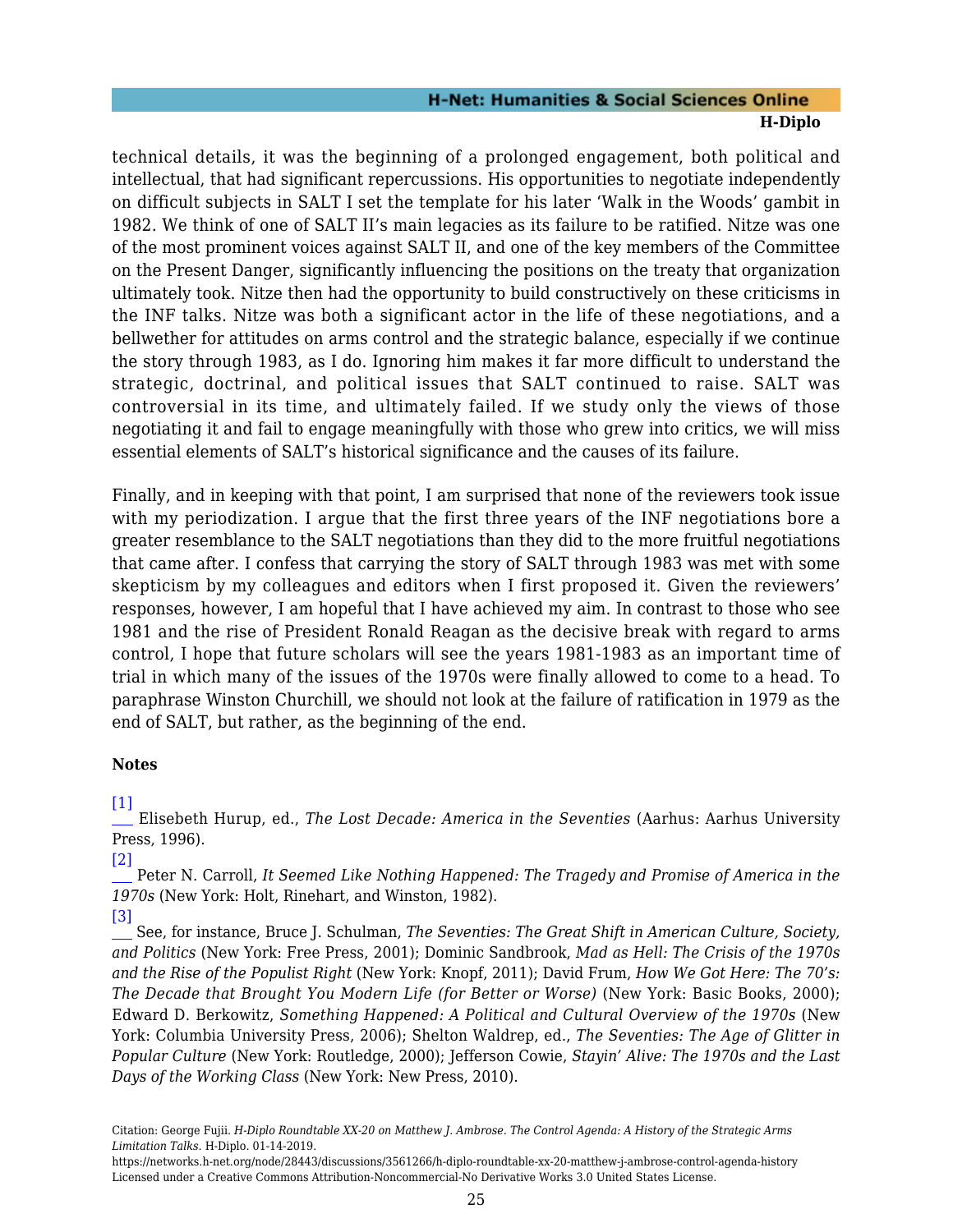technical details, it was the beginning of a prolonged engagement, both political and intellectual, that had significant repercussions. His opportunities to negotiate independently on difficult subjects in SALT I set the template for his later 'Walk in the Woods' gambit in 1982. We think of one of SALT II's main legacies as its failure to be ratified. Nitze was one of the most prominent voices against SALT II, and one of the key members of the Committee on the Present Danger, significantly influencing the positions on the treaty that organization ultimately took. Nitze then had the opportunity to build constructively on these criticisms in the INF talks. Nitze was both a significant actor in the life of these negotiations, and a bellwether for attitudes on arms control and the strategic balance, especially if we continue the story through 1983, as I do. Ignoring him makes it far more difficult to understand the strategic, doctrinal, and political issues that SALT continued to raise. SALT was controversial in its time, and ultimately failed. If we study only the views of those negotiating it and fail to engage meaningfully with those who grew into critics, we will miss essential elements of SALT's historical significance and the causes of its failure.

Finally, and in keeping with that point, I am surprised that none of the reviewers took issue with my periodization. I argue that the first three years of the INF negotiations bore a greater resemblance to the SALT negotiations than they did to the more fruitful negotiations that came after. I confess that carrying the story of SALT through 1983 was met with some skepticism by my colleagues and editors when I first proposed it. Given the reviewers' responses, however, I am hopeful that I have achieved my aim. In contrast to those who see 1981 and the rise of President Ronald Reagan as the decisive break with regard to arms control, I hope that future scholars will see the years 1981-1983 as an important time of trial in which many of the issues of the 1970s were finally allowed to come to a head. To paraphrase Winston Churchill, we should not look at the failure of ratification in 1979 as the end of SALT, but rather, as the beginning of the end.

**Notes**

[1] Elisebeth Hurup, ed., *The Lost Decade: America in the Seventies* (Aarhus: Aarhus University Press, 1996).

[2] Peter N. Carroll, *It Seemed Like Nothing Happened: The Tragedy and Promise of America in the 1970s* (New York: Holt, Rinehart, and Winston, 1982).

[3] See, for instance, Bruce J. Schulman, *The Seventies: The Great Shift in American Culture, Society, and Politics* (New York: Free Press, 2001); Dominic Sandbrook, *Mad as Hell: The Crisis of the 1970s and the Rise of the Populist Right* (New York: Knopf, 2011); David Frum, *How We Got Here: The 70's: The Decade that Brought You Modern Life (for Better or Worse)* (New York: Basic Books, 2000); Edward D. Berkowitz, *Something Happened: A Political and Cultural Overview of the 1970s* (New York: Columbia University Press, 2006); Shelton Waldrep, ed., *The Seventies: The Age of Glitter in Popular Culture* (New York: Routledge, 2000); Jefferson Cowie, *Stayin' Alive: The 1970s and the Last Days of the Working Class* (New York: New Press, 2010).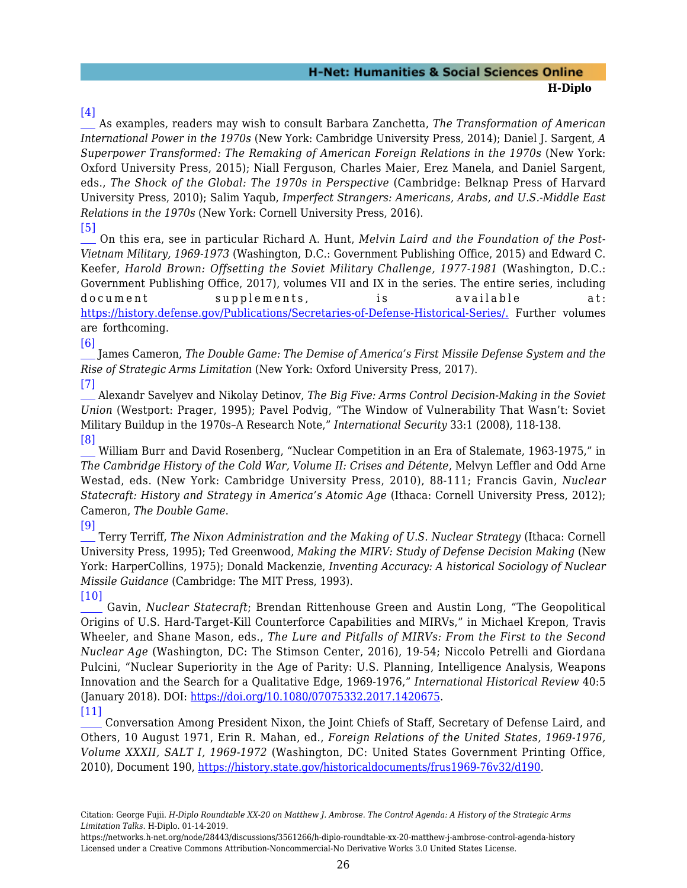[4]
___ As examples, readers may wish to consult Barbara Zanchetta, *The Transformation of American International Power in the 1970s* (New York: Cambridge University Press, 2014); Daniel J. Sargent, *A Superpower Transformed: The Remaking of American Foreign Relations in the 1970s* (New York: Oxford University Press, 2015); Niall Ferguson, Charles Maier, Erez Manela, and Daniel Sargent, eds., *The Shock of the Global: The 1970s in Perspective* (Cambridge: Belknap Press of Harvard University Press, 2010); Salim Yaqub, *Imperfect Strangers: Americans, Arabs, and U.S.-Middle East Relations in the 1970s* (New York: Cornell University Press, 2016).

[5]
___ On this era, see in particular Richard A. Hunt, *Melvin Laird and the Foundation of the Post-Vietnam Military, 1969-1973* (Washington, D.C.: Government Publishing Office, 2015) and Edward C. Keefer, *Harold Brown: Offsetting the Soviet Military Challenge, 1977-1981* (Washington, D.C.: Government Publishing Office, 2017), volumes VII and IX in the series. The entire series, including document supplements, is available at: https://history.defense.gov/Publications/Secretaries-of-Defense-Historical-Series/. Further volumes are forthcoming.

[6]
___ James Cameron, *The Double Game: The Demise of America's First Missile Defense System and the Rise of Strategic Arms Limitation* (New York: Oxford University Press, 2017).

[7]
___ Alexandr Savelyev and Nikolay Detinov, *The Big Five: Arms Control Decision-Making in the Soviet Union* (Westport: Prager, 1995); Pavel Podvig, "The Window of Vulnerability That Wasn't: Soviet Military Buildup in the 1970s–A Research Note," *International Security* 33:1 (2008), 118-138.

[8]
___ William Burr and David Rosenberg, "Nuclear Competition in an Era of Stalemate, 1963-1975," in *The Cambridge History of the Cold War, Volume II: Crises and Détente*, Melvyn Leffler and Odd Arne Westad, eds. (New York: Cambridge University Press, 2010), 88-111; Francis Gavin, *Nuclear Statecraft: History and Strategy in America's Atomic Age* (Ithaca: Cornell University Press, 2012); Cameron, *The Double Game*.

[9]
___ Terry Terriff, *The Nixon Administration and the Making of U.S. Nuclear Strategy* (Ithaca: Cornell University Press, 1995); Ted Greenwood, *Making the MIRV: Study of Defense Decision Making* (New York: HarperCollins, 1975); Donald Mackenzie, *Inventing Accuracy: A historical Sociology of Nuclear Missile Guidance* (Cambridge: The MIT Press, 1993).

[10]
___ Gavin, *Nuclear Statecraft*; Brendan Rittenhouse Green and Austin Long, "The Geopolitical Origins of U.S. Hard-Target-Kill Counterforce Capabilities and MIRVs," in Michael Krepon, Travis Wheeler, and Shane Mason, eds., *The Lure and Pitfalls of MIRVs: From the First to the Second Nuclear Age* (Washington, DC: The Stimson Center, 2016), 19-54; Niccolo Petrelli and Giordana Pulcini, "Nuclear Superiority in the Age of Parity: U.S. Planning, Intelligence Analysis, Weapons Innovation and the Search for a Qualitative Edge, 1969-1976," *International Historical Review* 40:5 (January 2018). DOI: https://doi.org/10.1080/07075332.2017.1420675.

[11]
___ Conversation Among President Nixon, the Joint Chiefs of Staff, Secretary of Defense Laird, and Others, 10 August 1971, Erin R. Mahan, ed., *Foreign Relations of the United States, 1969-1976, Volume XXXII, SALT I, 1969-1972* (Washington, DC: United States Government Printing Office, 2010), Document 190, https://history.state.gov/historicaldocuments/frus1969-76v32/d190.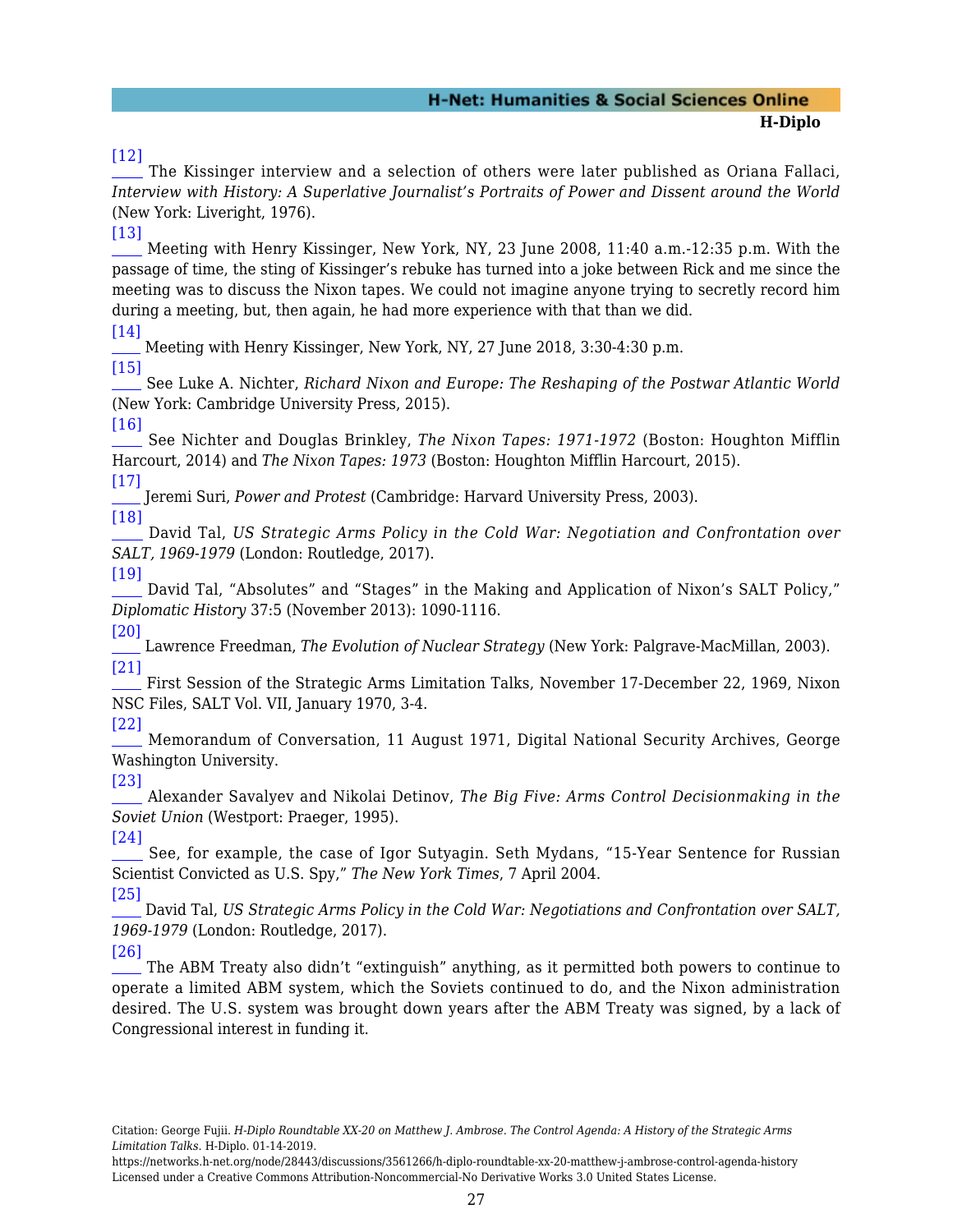[12] The Kissinger interview and a selection of others were later published as Oriana Fallaci, *Interview with History: A Superlative Journalist's Portraits of Power and Dissent around the World* (New York: Liveright, 1976).

[13] Meeting with Henry Kissinger, New York, NY, 23 June 2008, 11:40 a.m.-12:35 p.m. With the passage of time, the sting of Kissinger's rebuke has turned into a joke between Rick and me since the meeting was to discuss the Nixon tapes. We could not imagine anyone trying to secretly record him during a meeting, but, then again, he had more experience with that than we did.

[14] Meeting with Henry Kissinger, New York, NY, 27 June 2018, 3:30-4:30 p.m.

[15] See Luke A. Nichter, *Richard Nixon and Europe: The Reshaping of the Postwar Atlantic World* (New York: Cambridge University Press, 2015).

[16] See Nichter and Douglas Brinkley, *The Nixon Tapes: 1971-1972* (Boston: Houghton Mifflin Harcourt, 2014) and *The Nixon Tapes: 1973* (Boston: Houghton Mifflin Harcourt, 2015).

[17] Jeremi Suri, *Power and Protest* (Cambridge: Harvard University Press, 2003).

[18] David Tal, *US Strategic Arms Policy in the Cold War: Negotiation and Confrontation over SALT, 1969-1979* (London: Routledge, 2017).

[19] David Tal, "Absolutes" and "Stages" in the Making and Application of Nixon's SALT Policy," *Diplomatic History* 37:5 (November 2013): 1090-1116.

[20] Lawrence Freedman, *The Evolution of Nuclear Strategy* (New York: Palgrave-MacMillan, 2003).

[21] First Session of the Strategic Arms Limitation Talks, November 17-December 22, 1969, Nixon NSC Files, SALT Vol. VII, January 1970, 3-4.

[22] Memorandum of Conversation, 11 August 1971, Digital National Security Archives, George Washington University.

[23] Alexander Savalyev and Nikolai Detinov, *The Big Five: Arms Control Decisionmaking in the Soviet Union* (Westport: Praeger, 1995).

[24] See, for example, the case of Igor Sutyagin. Seth Mydans, "15-Year Sentence for Russian Scientist Convicted as U.S. Spy," *The New York Times*, 7 April 2004.

[25] David Tal, *US Strategic Arms Policy in the Cold War: Negotiations and Confrontation over SALT, 1969-1979* (London: Routledge, 2017).

[26] The ABM Treaty also didn't "extinguish" anything, as it permitted both powers to continue to operate a limited ABM system, which the Soviets continued to do, and the Nixon administration desired. The U.S. system was brought down years after the ABM Treaty was signed, by a lack of Congressional interest in funding it.

Citation: George Fujii. *H-Diplo Roundtable XX-20 on Matthew J. Ambrose. The Control Agenda: A History of the Strategic Arms Limitation Talks*. H-Diplo. 01-14-2019.
https://networks.h-net.org/node/28443/discussions/3561266/h-diplo-roundtable-xx-20-matthew-j-ambrose-control-agenda-history
Licensed under a Creative Commons Attribution-Noncommercial-No Derivative Works 3.0 United States License.